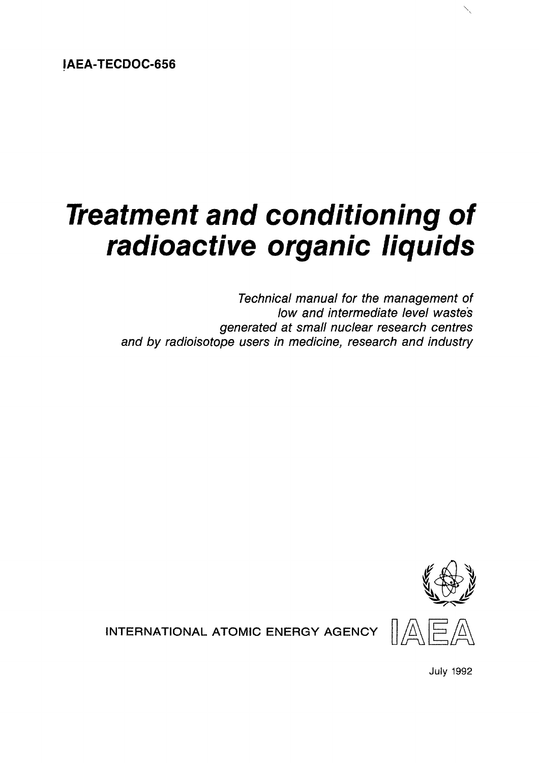IAEA-TECDOC-656

# Treatment and conditioning of radioactive organic liquids

*Technical manual for the management of low and intermediate level wastes generated at small nuclear research centres and by radioisotope users in medicine, research and industry*

INTERNATIONAL ATOMIC ENERGY AGENCY

IAEA

July 1992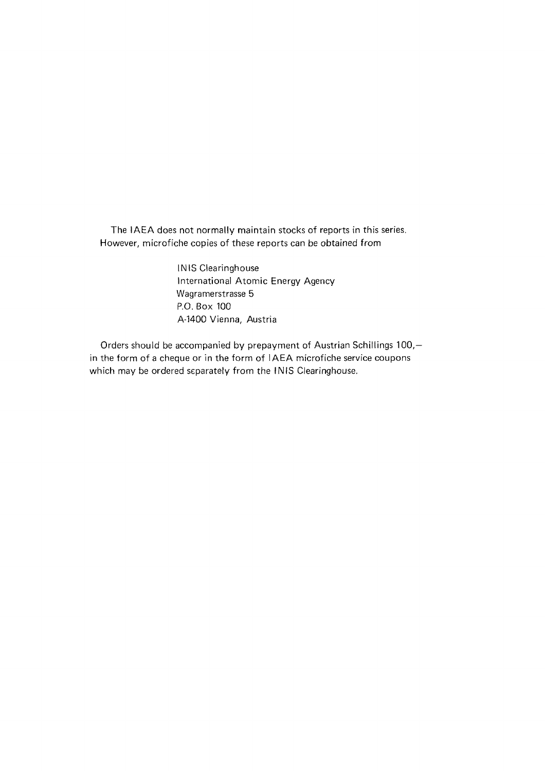The IAEA does not normally maintain stocks of reports in this series. However, microfiche copies of these reports can be obtained from

INIS Clearinghouse
International Atomic Energy Agency
Wagramerstrasse 5
P.O. Box 100
A-1400 Vienna, Austria

Orders should be accompanied by prepayment of Austrian Schillings 100,— in the form of a cheque or in the form of IAEA microfiche service coupons which may be ordered separately from the INIS Clearinghouse.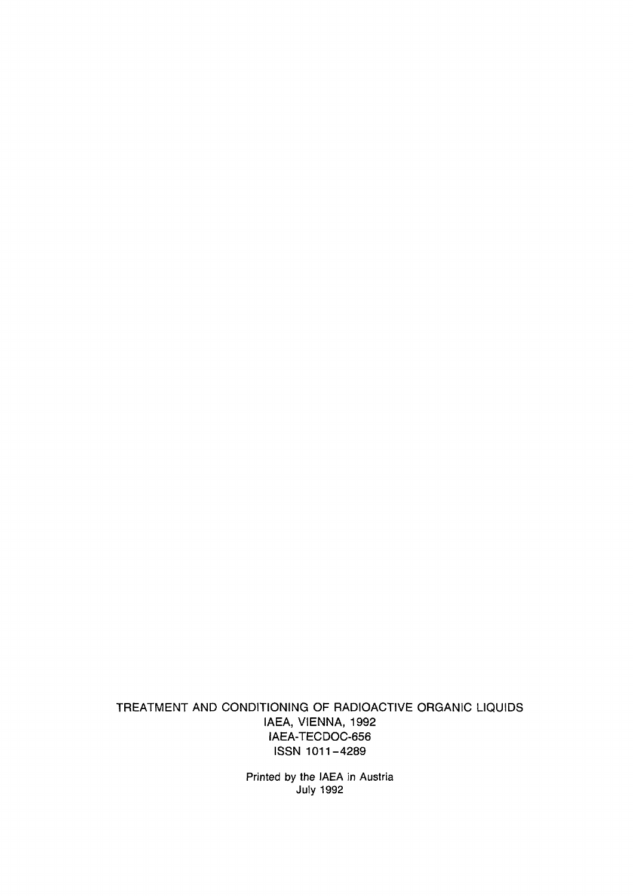TREATMENT AND CONDITIONING OF RADIOACTIVE ORGANIC LIQUIDS
IAEA, VIENNA, 1992
IAEA-TECDOC-656
ISSN 1011-4289

Printed by the IAEA in Austria
July 1992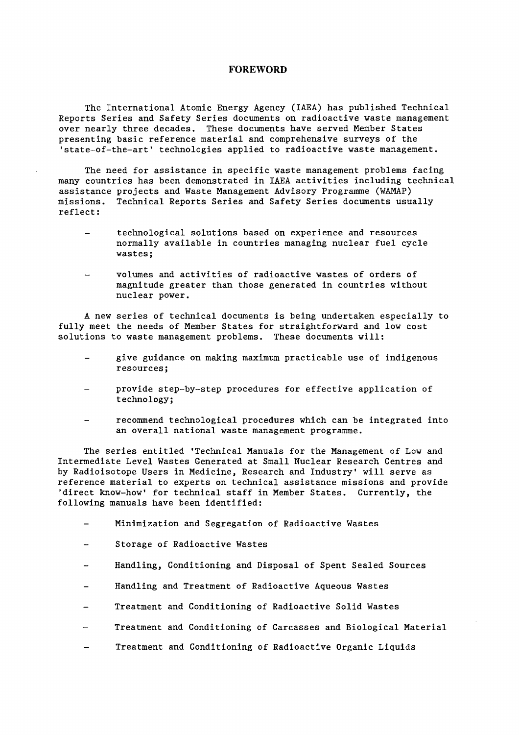# FOREWORD

The International Atomic Energy Agency (IAEA) has published Technical Reports Series and Safety Series documents on radioactive waste management over nearly three decades. These documents have served Member States presenting basic reference material and comprehensive surveys of the 'state-of-the-art' technologies applied to radioactive waste management.

The need for assistance in specific waste management problems facing many countries has been demonstrated in IAEA activities including technical assistance projects and Waste Management Advisory Programme (WAMAP) missions. Technical Reports Series and Safety Series documents usually reflect:

- technological solutions based on experience and resources normally available in countries managing nuclear fuel cycle wastes;
- volumes and activities of radioactive wastes of orders of magnitude greater than those generated in countries without nuclear power.

A new series of technical documents is being undertaken especially to fully meet the needs of Member States for straightforward and low cost solutions to waste management problems. These documents will:

- give guidance on making maximum practicable use of indigenous resources;
- provide step-by-step procedures for effective application of technology;
- recommend technological procedures which can be integrated into an overall national waste management programme.

The series entitled 'Technical Manuals for the Management of Low and Intermediate Level Wastes Generated at Small Nuclear Research Centres and by Radioisotope Users in Medicine, Research and Industry' will serve as reference material to experts on technical assistance missions and provide 'direct know-how' for technical staff in Member States. Currently, the following manuals have been identified:

- Minimization and Segregation of Radioactive Wastes
- Storage of Radioactive Wastes
- Handling, Conditioning and Disposal of Spent Sealed Sources
- Handling and Treatment of Radioactive Aqueous Wastes
- Treatment and Conditioning of Radioactive Solid Wastes
- Treatment and Conditioning of Carcasses and Biological Material
- Treatment and Conditioning of Radioactive Organic Liquids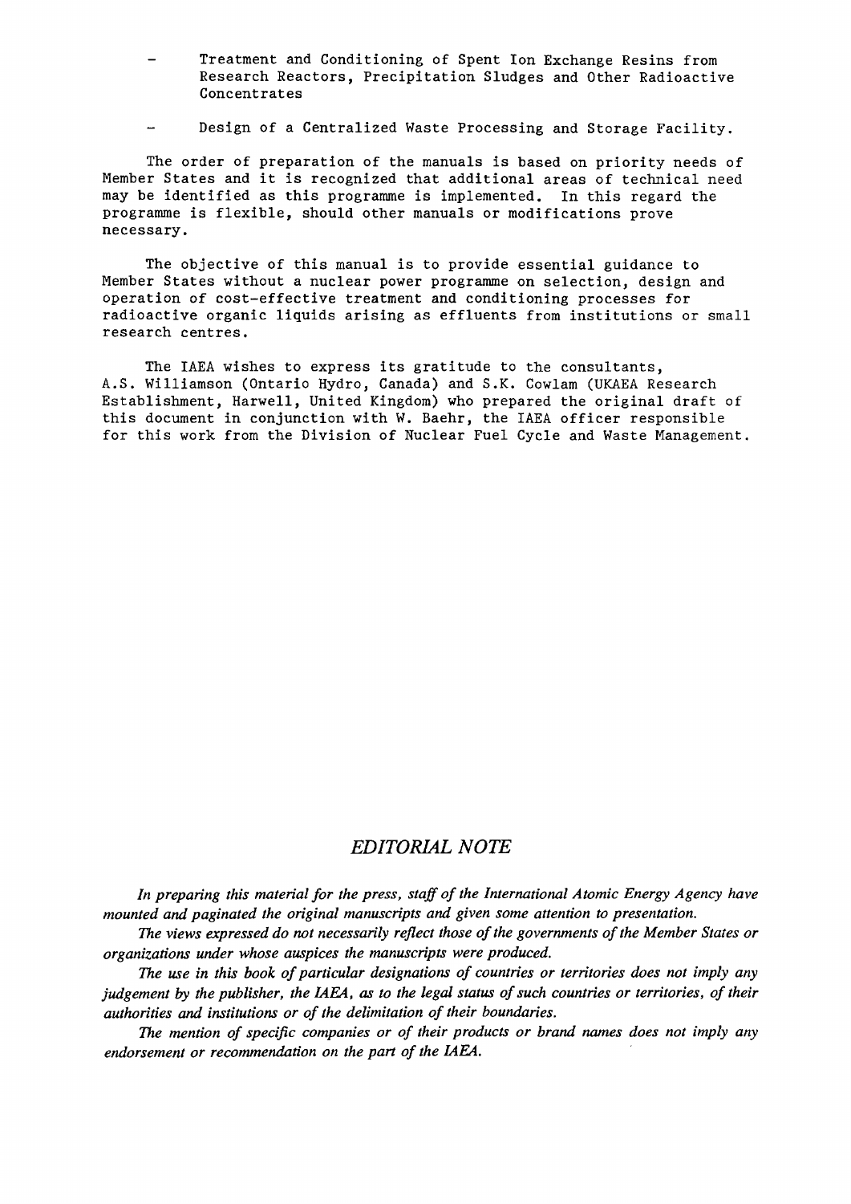- Treatment and Conditioning of Spent Ion Exchange Resins from Research Reactors, Precipitation Sludges and Other Radioactive Concentrates

- Design of a Centralized Waste Processing and Storage Facility.

The order of preparation of the manuals is based on priority needs of Member States and it is recognized that additional areas of technical need may be identified as this programme is implemented. In this regard the programme is flexible, should other manuals or modifications prove necessary.

The objective of this manual is to provide essential guidance to Member States without a nuclear power programme on selection, design and operation of cost-effective treatment and conditioning processes for radioactive organic liquids arising as effluents from institutions or small research centres.

The IAEA wishes to express its gratitude to the consultants, A.S. Williamson (Ontario Hydro, Canada) and S.K. Cowlam (UKAEA Research Establishment, Harwell, United Kingdom) who prepared the original draft of this document in conjunction with W. Baehr, the IAEA officer responsible for this work from the Division of Nuclear Fuel Cycle and Waste Management.

## *EDITORIAL NOTE*

*In preparing this material for the press, staff of the International Atomic Energy Agency have mounted and paginated the original manuscripts and given some attention to presentation.*

*The views expressed do not necessarily reflect those of the governments of the Member States or organizations under whose auspices the manuscripts were produced.*

*The use in this book of particular designations of countries or territories does not imply any judgement by the publisher, the IAEA, as to the legal status of such countries or territories, of their authorities and institutions or of the delimitation of their boundaries.*

*The mention of specific companies or of their products or brand names does not imply any endorsement or recommendation on the part of the IAEA.*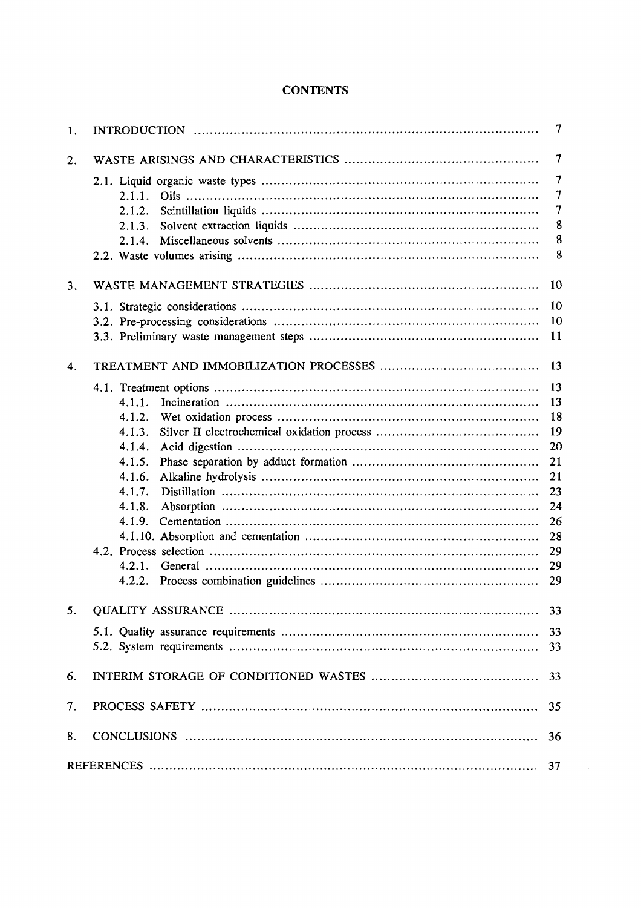# CONTENTS

| | | |
|---|---|---|
| 1. | INTRODUCTION | 7 |
| 2. | WASTE ARISINGS AND CHARACTERISTICS | 7 |
| | 2.1. Liquid organic waste types | 7 |
| | 2.1.1. Oils | 7 |
| | 2.1.2. Scintillation liquids | 7 |
| | 2.1.3. Solvent extraction liquids | 8 |
| | 2.1.4. Miscellaneous solvents | 8 |
| | 2.2. Waste volumes arising | 8 |
| 3. | WASTE MANAGEMENT STRATEGIES | 10 |
| | 3.1. Strategic considerations | 10 |
| | 3.2. Pre-processing considerations | 10 |
| | 3.3. Preliminary waste management steps | 11 |
| 4. | TREATMENT AND IMMOBILIZATION PROCESSES | 13 |
| | 4.1. Treatment options | 13 |
| | 4.1.1. Incineration | 13 |
| | 4.1.2. Wet oxidation process | 18 |
| | 4.1.3. Silver II electrochemical oxidation process | 19 |
| | 4.1.4. Acid digestion | 20 |
| | 4.1.5. Phase separation by adduct formation | 21 |
| | 4.1.6. Alkaline hydrolysis | 21 |
| | 4.1.7. Distillation | 23 |
| | 4.1.8. Absorption | 24 |
| | 4.1.9. Cementation | 26 |
| | 4.1.10. Absorption and cementation | 28 |
| | 4.2. Process selection | 29 |
| | 4.2.1. General | 29 |
| | 4.2.2. Process combination guidelines | 29 |
| 5. | QUALITY ASSURANCE | 33 |
| | 5.1. Quality assurance requirements | 33 |
| | 5.2. System requirements | 33 |
| 6. | INTERIM STORAGE OF CONDITIONED WASTES | 33 |
| 7. | PROCESS SAFETY | 35 |
| 8. | CONCLUSIONS | 36 |
| | REFERENCES | 37 |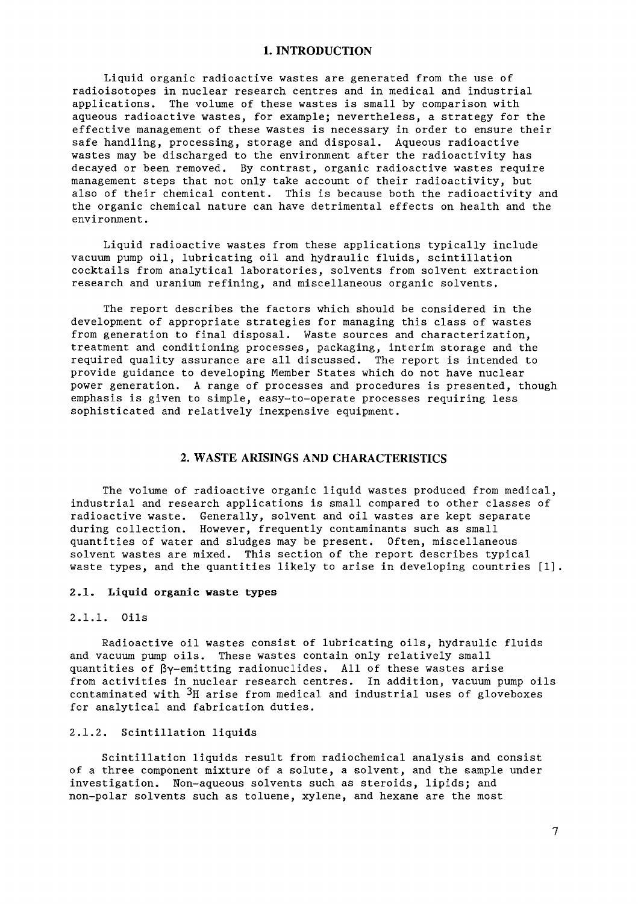# 1. INTRODUCTION

Liquid organic radioactive wastes are generated from the use of radioisotopes in nuclear research centres and in medical and industrial applications. The volume of these wastes is small by comparison with aqueous radioactive wastes, for example; nevertheless, a strategy for the effective management of these wastes is necessary in order to ensure their safe handling, processing, storage and disposal. Aqueous radioactive wastes may be discharged to the environment after the radioactivity has decayed or been removed. By contrast, organic radioactive wastes require management steps that not only take account of their radioactivity, but also of their chemical content. This is because both the radioactivity and the organic chemical nature can have detrimental effects on health and the environment.

Liquid radioactive wastes from these applications typically include vacuum pump oil, lubricating oil and hydraulic fluids, scintillation cocktails from analytical laboratories, solvents from solvent extraction research and uranium refining, and miscellaneous organic solvents.

The report describes the factors which should be considered in the development of appropriate strategies for managing this class of wastes from generation to final disposal. Waste sources and characterization, treatment and conditioning processes, packaging, interim storage and the required quality assurance are all discussed. The report is intended to provide guidance to developing Member States which do not have nuclear power generation. A range of processes and procedures is presented, though emphasis is given to simple, easy-to-operate processes requiring less sophisticated and relatively inexpensive equipment.

# 2. WASTE ARISINGS AND CHARACTERISTICS

The volume of radioactive organic liquid wastes produced from medical, industrial and research applications is small compared to other classes of radioactive waste. Generally, solvent and oil wastes are kept separate during collection. However, frequently contaminants such as small quantities of water and sludges may be present. Often, miscellaneous solvent wastes are mixed. This section of the report describes typical waste types, and the quantities likely to arise in developing countries [1].

## 2.1. Liquid organic waste types

### 2.1.1. Oils

Radioactive oil wastes consist of lubricating oils, hydraulic fluids and vacuum pump oils. These wastes contain only relatively small quantities of $\beta\gamma$-emitting radionuclides. All of these wastes arise from activities in nuclear research centres. In addition, vacuum pump oils contaminated with $^{3}H$ arise from medical and industrial uses of gloveboxes for analytical and fabrication duties.

### 2.1.2. Scintillation liquids

Scintillation liquids result from radiochemical analysis and consist of a three component mixture of a solute, a solvent, and the sample under investigation. Non-aqueous solvents such as steroids, lipids; and non-polar solvents such as toluene, xylene, and hexane are the most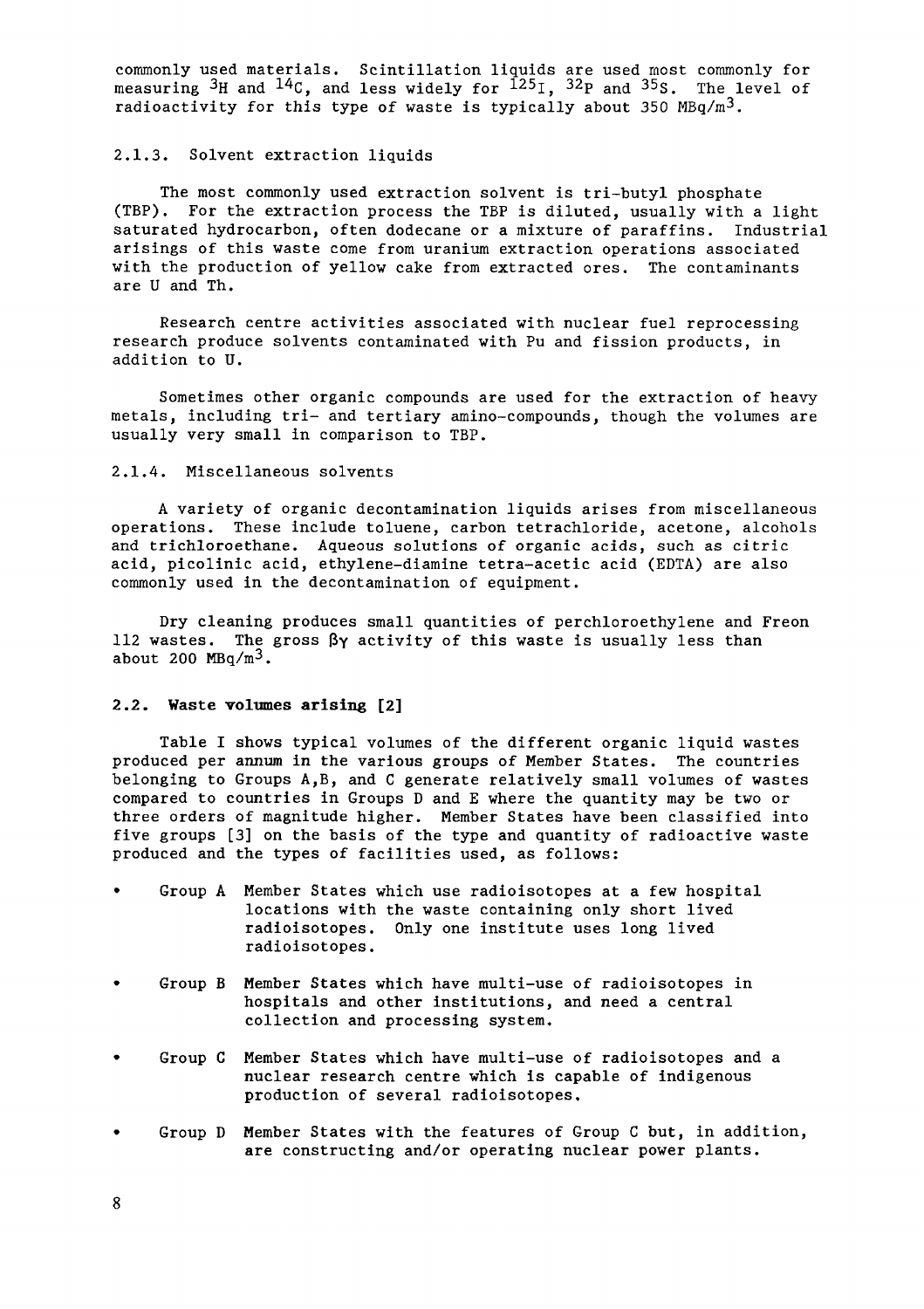commonly used materials. Scintillation liquids are used most commonly for measuring $^{3}H$ and $^{14}C$, and less widely for $^{125}I$, $^{32}P$ and $^{35}S$. The level of radioactivity for this type of waste is typically about 350 $MBq/m^3$.

### 2.1.3. Solvent extraction liquids

The most commonly used extraction solvent is tri-butyl phosphate (TBP). For the extraction process the TBP is diluted, usually with a light saturated hydrocarbon, often dodecane or a mixture of paraffins. Industrial arisings of this waste come from uranium extraction operations associated with the production of yellow cake from extracted ores. The contaminants are U and Th.

Research centre activities associated with nuclear fuel reprocessing research produce solvents contaminated with Pu and fission products, in addition to U.

Sometimes other organic compounds are used for the extraction of heavy metals, including tri- and tertiary amino-compounds, though the volumes are usually very small in comparison to TBP.

### 2.1.4. Miscellaneous solvents

A variety of organic decontamination liquids arises from miscellaneous operations. These include toluene, carbon tetrachloride, acetone, alcohols and trichloroethane. Aqueous solutions of organic acids, such as citric acid, picolinic acid, ethylene-diamine tetra-acetic acid (EDTA) are also commonly used in the decontamination of equipment.

Dry cleaning produces small quantities of perchloroethylene and Freon 112 wastes. The gross $\beta\gamma$ activity of this waste is usually less than about 200 $MBq/m^3$.

## 2.2. Waste volumes arising [2]

Table I shows typical volumes of the different organic liquid wastes produced per annum in the various groups of Member States. The countries belonging to Groups A,B, and C generate relatively small volumes of wastes compared to countries in Groups D and E where the quantity may be two or three orders of magnitude higher. Member States have been classified into five groups [3] on the basis of the type and quantity of radioactive waste produced and the types of facilities used, as follows:

- Group A Member States which use radioisotopes at a few hospital locations with the waste containing only short lived radioisotopes. Only one institute uses long lived radioisotopes.
- Group B Member States which have multi-use of radioisotopes in hospitals and other institutions, and need a central collection and processing system.
- Group C Member States which have multi-use of radioisotopes and a nuclear research centre which is capable of indigenous production of several radioisotopes.
- Group D Member States with the features of Group C but, in addition, are constructing and/or operating nuclear power plants.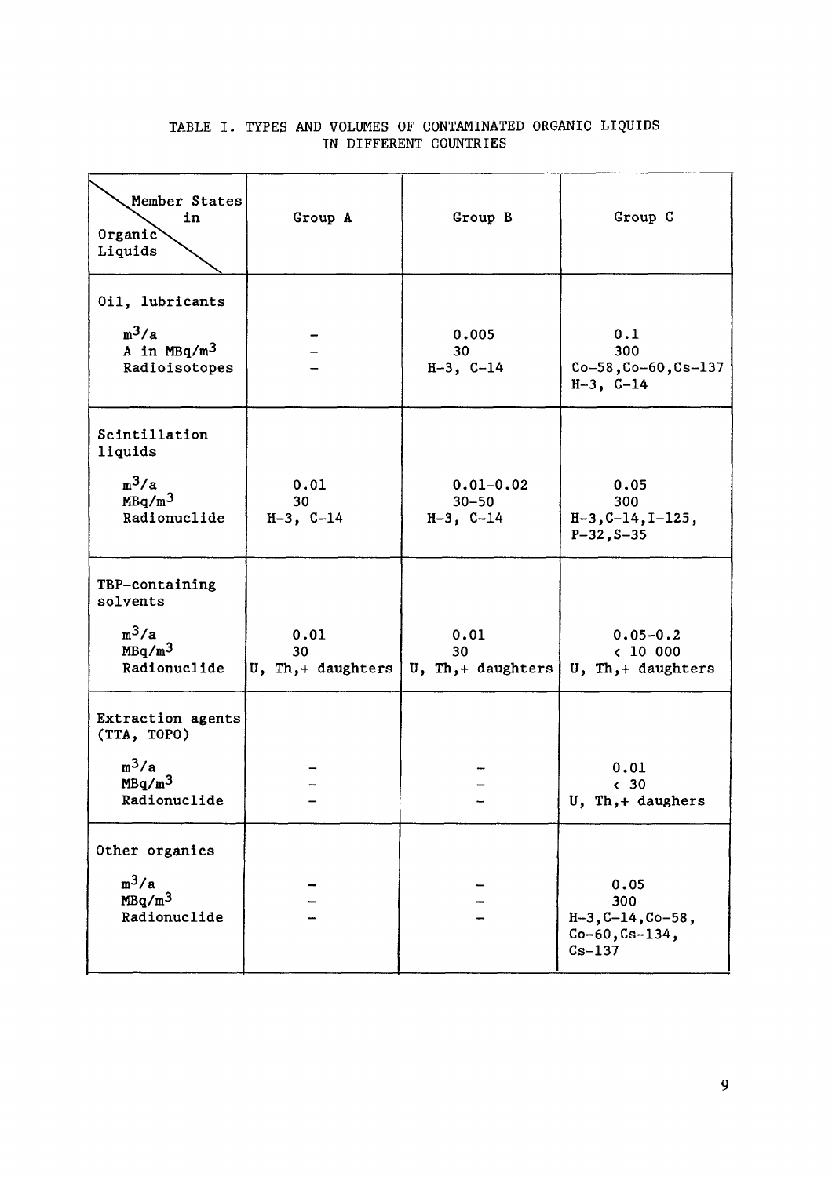TABLE I. TYPES AND VOLUMES OF CONTAMINATED ORGANIC LIQUIDS IN DIFFERENT COUNTRIES

| Member States in / Organic Liquids | Group A | Group B | Group C |
|---|---|---|---|
| **Oil, lubricants** | | | |
| $m^3/a$ | – | 0.005 | 0.1 |
| A in $MBq/m^3$ | – | 30 | 300 |
| Radioisotopes | – | H-3, C-14 | Co-58, Co-60, Cs-137 H-3, C-14 |
| **Scintillation liquids** | | | |
| $m^3/a$ | 0.01 | 0.01–0.02 | 0.05 |
| $MBq/m^3$ | 30 | 30–50 | 300 |
| Radionuclide | H-3, C-14 | H-3, C-14 | H-3, C-14, I-125, P-32, S-35 |
| **TBP-containing solvents** | | | |
| $m^3/a$ | 0.01 | 0.01 | 0.05–0.2 |
| $MBq/m^3$ | 30 | 30 | < 10 000 |
| Radionuclide | U, Th, + daughters | U, Th, + daughters | U, Th, + daughters |
| **Extraction agents (TTA, TOPO)** | | | |
| $m^3/a$ | – | – | 0.01 |
| $MBq/m^3$ | – | – | < 30 |
| Radionuclide | – | – | U, Th, + daughers |
| **Other organics** | | | |
| $m^3/a$ | – | – | 0.05 |
| $MBq/m^3$ | – | – | 300 |
| Radionuclide | – | – | H-3, C-14, Co-58, Co-60, Cs-134, Cs-137 |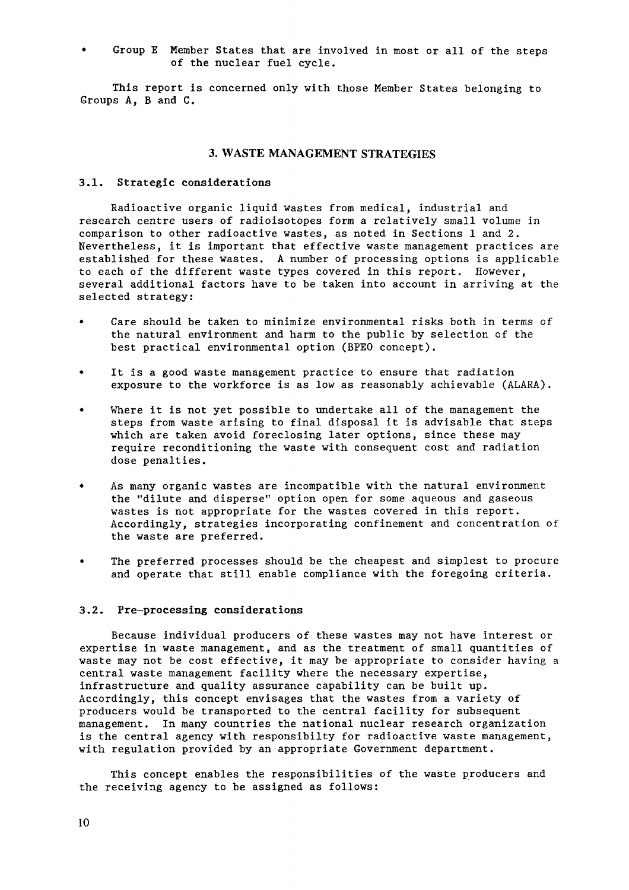- Group E Member States that are involved in most or all of the steps of the nuclear fuel cycle.

This report is concerned only with those Member States belonging to Groups A, B and C.

## 3. WASTE MANAGEMENT STRATEGIES

### 3.1. Strategic considerations

Radioactive organic liquid wastes from medical, industrial and research centre users of radioisotopes form a relatively small volume in comparison to other radioactive wastes, as noted in Sections 1 and 2. Nevertheless, it is important that effective waste management practices are established for these wastes. A number of processing options is applicable to each of the different waste types covered in this report. However, several additional factors have to be taken into account in arriving at the selected strategy:

- Care should be taken to minimize environmental risks both in terms of the natural environment and harm to the public by selection of the best practical environmental option (BPEO concept).

- It is a good waste management practice to ensure that radiation exposure to the workforce is as low as reasonably achievable (ALARA).

- Where it is not yet possible to undertake all of the management the steps from waste arising to final disposal it is advisable that steps which are taken avoid foreclosing later options, since these may require reconditioning the waste with consequent cost and radiation dose penalties.

- As many organic wastes are incompatible with the natural environment the "dilute and disperse" option open for some aqueous and gaseous wastes is not appropriate for the wastes covered in this report. Accordingly, strategies incorporating confinement and concentration of the waste are preferred.

- The preferred processes should be the cheapest and simplest to procure and operate that still enable compliance with the foregoing criteria.

### 3.2. Pre-processing considerations

Because individual producers of these wastes may not have interest or expertise in waste management, and as the treatment of small quantities of waste may not be cost effective, it may be appropriate to consider having a central waste management facility where the necessary expertise, infrastructure and quality assurance capability can be built up. Accordingly, this concept envisages that the wastes from a variety of producers would be transported to the central facility for subsequent management. In many countries the national nuclear research organization is the central agency with responsibilty for radioactive waste management, with regulation provided by an appropriate Government department.

This concept enables the responsibilities of the waste producers and the receiving agency to be assigned as follows: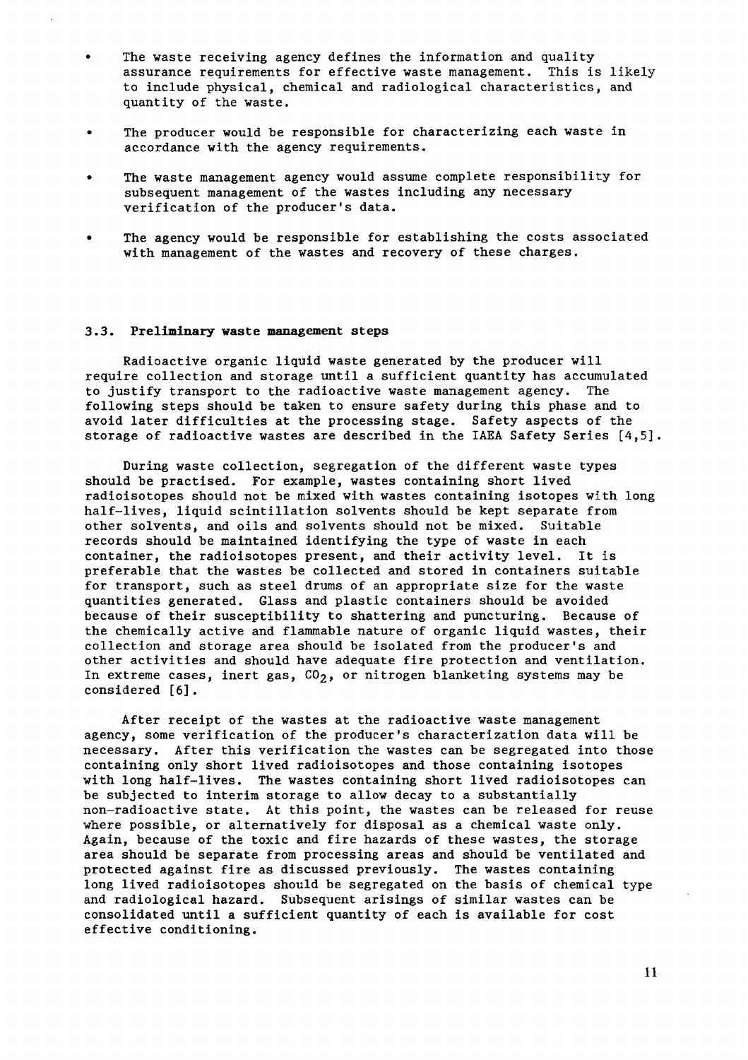- The waste receiving agency defines the information and quality assurance requirements for effective waste management. This is likely to include physical, chemical and radiological characteristics, and quantity of the waste.

- The producer would be responsible for characterizing each waste in accordance with the agency requirements.

- The waste management agency would assume complete responsibility for subsequent management of the wastes including any necessary verification of the producer's data.

- The agency would be responsible for establishing the costs associated with management of the wastes and recovery of these charges.

### 3.3. Preliminary waste management steps

Radioactive organic liquid waste generated by the producer will require collection and storage until a sufficient quantity has accumulated to justify transport to the radioactive waste management agency. The following steps should be taken to ensure safety during this phase and to avoid later difficulties at the processing stage. Safety aspects of the storage of radioactive wastes are described in the IAEA Safety Series [4,5].

During waste collection, segregation of the different waste types should be practised. For example, wastes containing short lived radioisotopes should not be mixed with wastes containing isotopes with long half-lives, liquid scintillation solvents should be kept separate from other solvents, and oils and solvents should not be mixed. Suitable records should be maintained identifying the type of waste in each container, the radioisotopes present, and their activity level. It is preferable that the wastes be collected and stored in containers suitable for transport, such as steel drums of an appropriate size for the waste quantities generated. Glass and plastic containers should be avoided because of their susceptibility to shattering and puncturing. Because of the chemically active and flammable nature of organic liquid wastes, their collection and storage area should be isolated from the producer's and other activities and should have adequate fire protection and ventilation. In extreme cases, inert gas, $CO_2$, or nitrogen blanketing systems may be considered [6].

After receipt of the wastes at the radioactive waste management agency, some verification of the producer's characterization data will be necessary. After this verification the wastes can be segregated into those containing only short lived radioisotopes and those containing isotopes with long half-lives. The wastes containing short lived radioisotopes can be subjected to interim storage to allow decay to a substantially non-radioactive state. At this point, the wastes can be released for reuse where possible, or alternatively for disposal as a chemical waste only. Again, because of the toxic and fire hazards of these wastes, the storage area should be separate from processing areas and should be ventilated and protected against fire as discussed previously. The wastes containing long lived radioisotopes should be segregated on the basis of chemical type and radiological hazard. Subsequent arisings of similar wastes can be consolidated until a sufficient quantity of each is available for cost effective conditioning.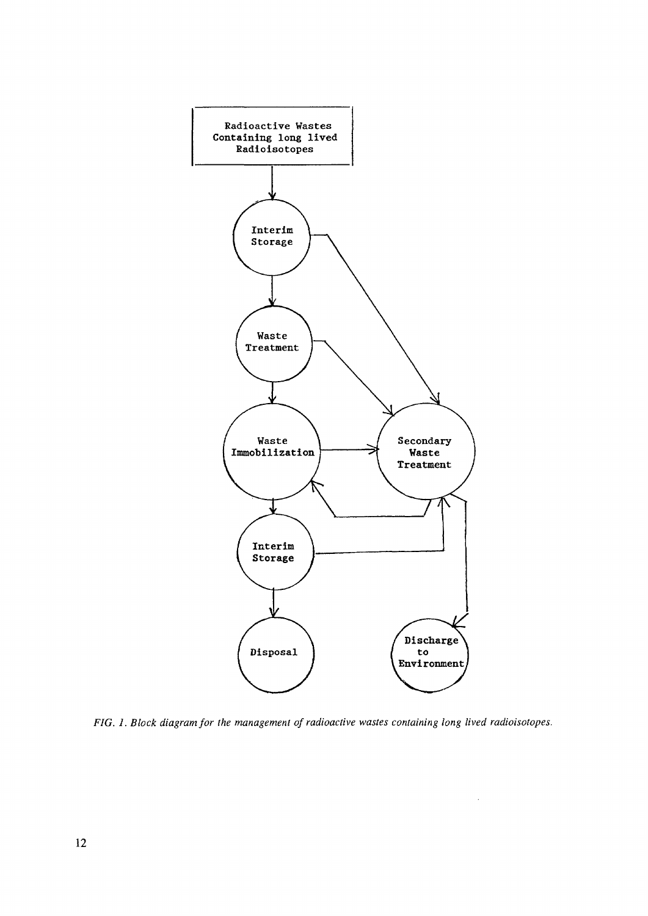FIG. 1. Block diagram for the management of radioactive wastes containing long lived radioisotopes.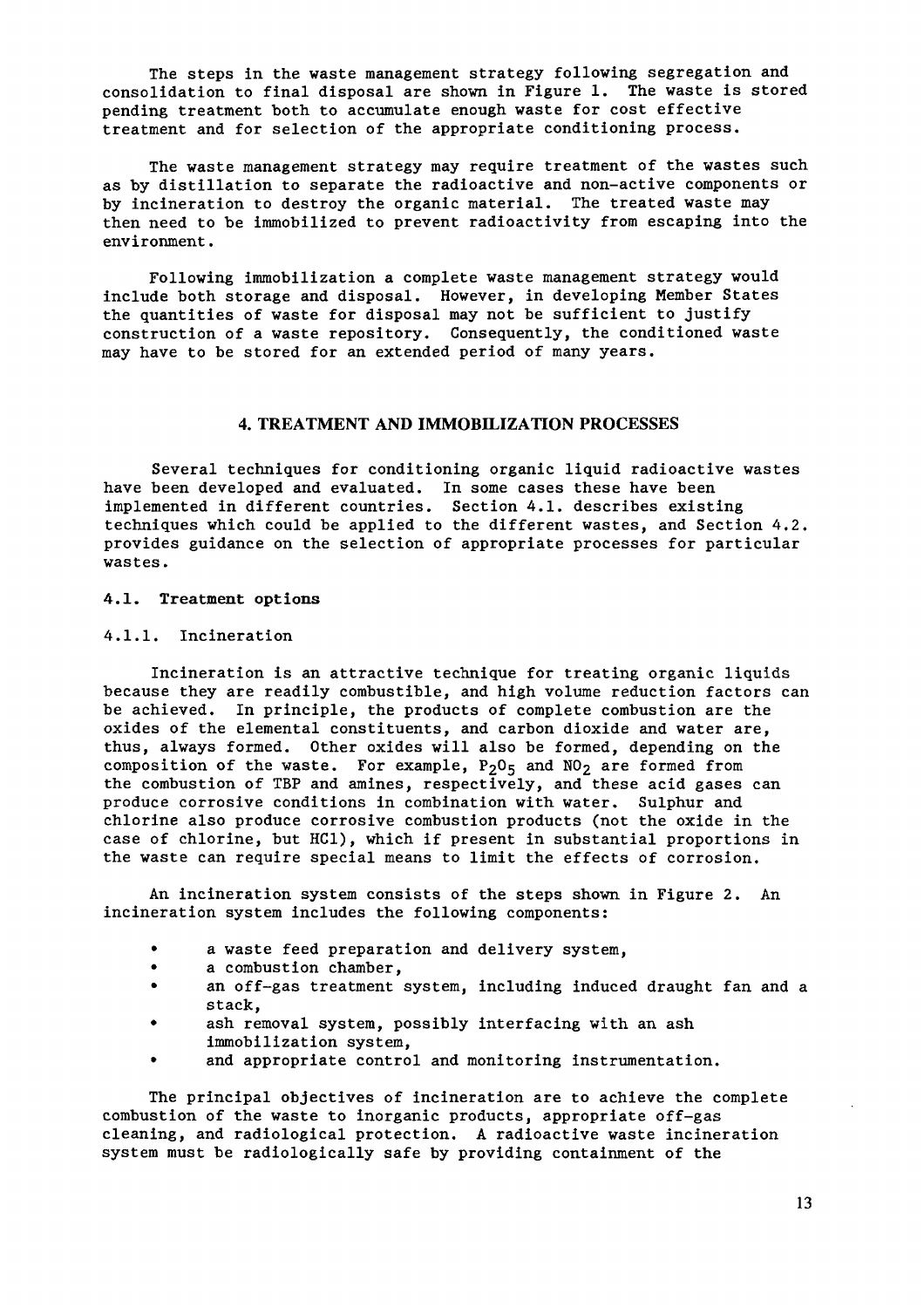The steps in the waste management strategy following segregation and consolidation to final disposal are shown in Figure 1. The waste is stored pending treatment both to accumulate enough waste for cost effective treatment and for selection of the appropriate conditioning process.

The waste management strategy may require treatment of the wastes such as by distillation to separate the radioactive and non-active components or by incineration to destroy the organic material. The treated waste may then need to be immobilized to prevent radioactivity from escaping into the environment.

Following immobilization a complete waste management strategy would include both storage and disposal. However, in developing Member States the quantities of waste for disposal may not be sufficient to justify construction of a waste repository. Consequently, the conditioned waste may have to be stored for an extended period of many years.

## 4. TREATMENT AND IMMOBILIZATION PROCESSES

Several techniques for conditioning organic liquid radioactive wastes have been developed and evaluated. In some cases these have been implemented in different countries. Section 4.1. describes existing techniques which could be applied to the different wastes, and Section 4.2. provides guidance on the selection of appropriate processes for particular wastes.

### 4.1. Treatment options

#### 4.1.1. Incineration

Incineration is an attractive technique for treating organic liquids because they are readily combustible, and high volume reduction factors can be achieved. In principle, the products of complete combustion are the oxides of the elemental constituents, and carbon dioxide and water are, thus, always formed. Other oxides will also be formed, depending on the composition of the waste. For example, $P_2O_5$ and $NO_2$ are formed from the combustion of TBP and amines, respectively, and these acid gases can produce corrosive conditions in combination with water. Sulphur and chlorine also produce corrosive combustion products (not the oxide in the case of chlorine, but HCl), which if present in substantial proportions in the waste can require special means to limit the effects of corrosion.

An incineration system consists of the steps shown in Figure 2. An incineration system includes the following components:

- a waste feed preparation and delivery system,
- a combustion chamber,
- an off-gas treatment system, including induced draught fan and a stack,
- ash removal system, possibly interfacing with an ash immobilization system,
- and appropriate control and monitoring instrumentation.

The principal objectives of incineration are to achieve the complete combustion of the waste to inorganic products, appropriate off-gas cleaning, and radiological protection. A radioactive waste incineration system must be radiologically safe by providing containment of the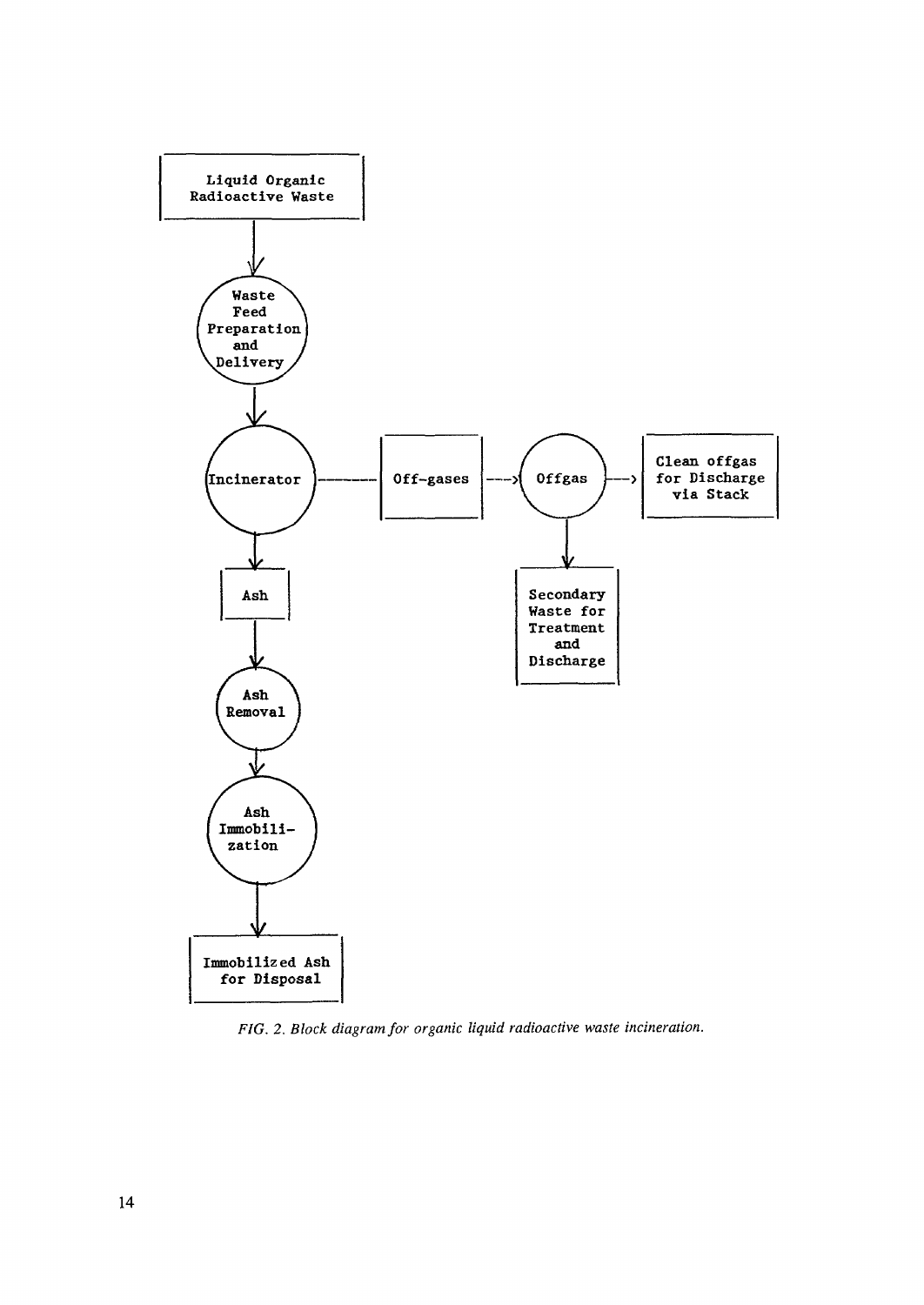Liquid Organic Radioactive Waste

↓

Waste Feed Preparation and Delivery

↓

Incinerator → Off-gases → Offgas → Clean offgas for Discharge via Stack

Offgas ↓ Secondary Waste for Treatment and Discharge

Incinerator ↓

Ash

↓

Ash Removal

↓

Ash Immobilization

↓

Immobilized Ash for Disposal

*FIG. 2. Block diagram for organic liquid radioactive waste incineration.*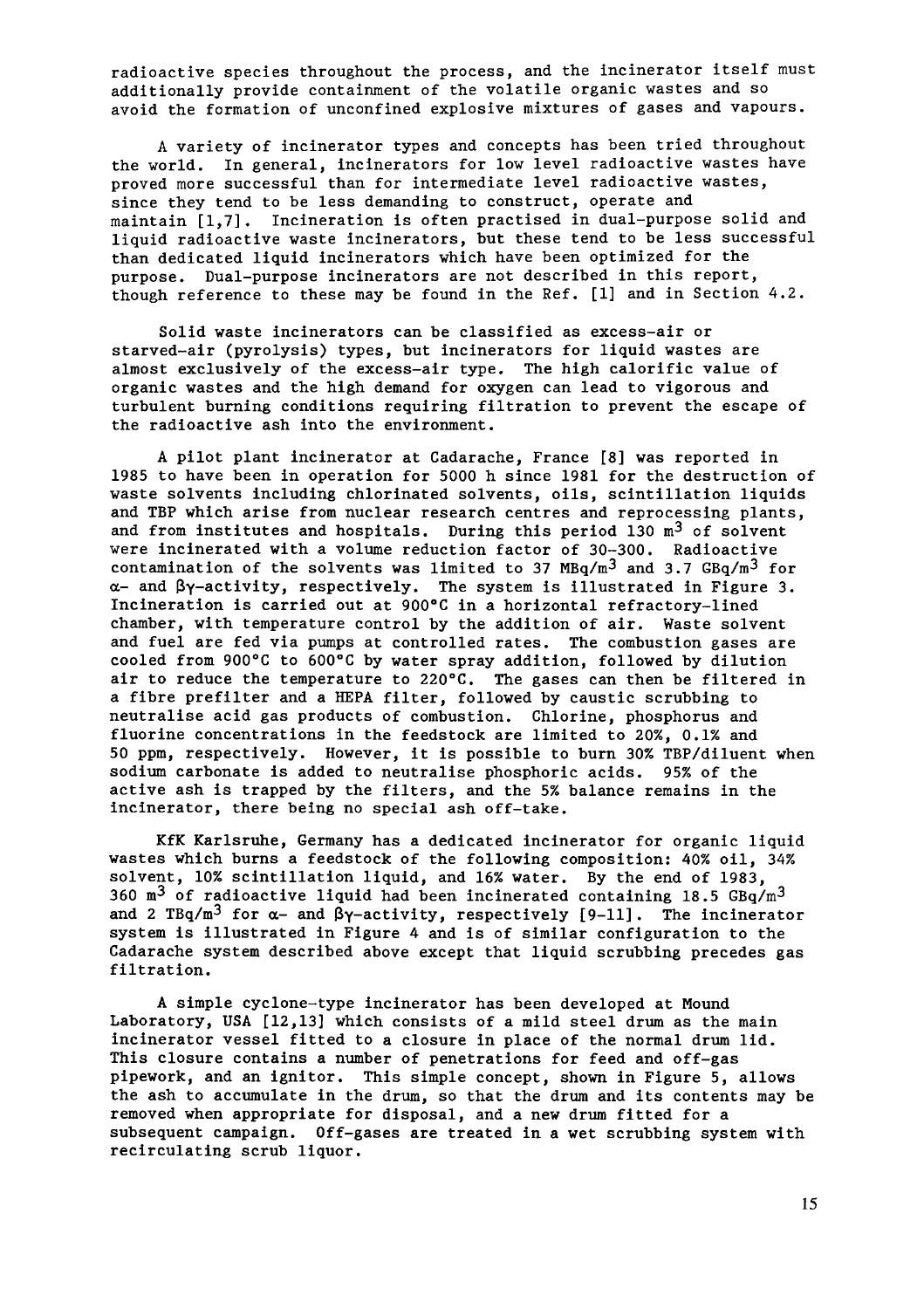radioactive species throughout the process, and the incinerator itself must additionally provide containment of the volatile organic wastes and so avoid the formation of unconfined explosive mixtures of gases and vapours.

A variety of incinerator types and concepts has been tried throughout the world. In general, incinerators for low level radioactive wastes have proved more successful than for intermediate level radioactive wastes, since they tend to be less demanding to construct, operate and maintain [1,7]. Incineration is often practised in dual-purpose solid and liquid radioactive waste incinerators, but these tend to be less successful than dedicated liquid incinerators which have been optimized for the purpose. Dual-purpose incinerators are not described in this report, though reference to these may be found in the Ref. [1] and in Section 4.2.

Solid waste incinerators can be classified as excess-air or starved-air (pyrolysis) types, but incinerators for liquid wastes are almost exclusively of the excess-air type. The high calorific value of organic wastes and the high demand for oxygen can lead to vigorous and turbulent burning conditions requiring filtration to prevent the escape of the radioactive ash into the environment.

A pilot plant incinerator at Cadarache, France [8] was reported in 1985 to have been in operation for 5000 h since 1981 for the destruction of waste solvents including chlorinated solvents, oils, scintillation liquids and TBP which arise from nuclear research centres and reprocessing plants, and from institutes and hospitals. During this period 130 $m^3$ of solvent were incinerated with a volume reduction factor of 30–300. Radioactive contamination of the solvents was limited to 37 $MBq/m^3$ and 3.7 $GBq/m^3$ for $\alpha$- and $\beta\gamma$-activity, respectively. The system is illustrated in Figure 3. Incineration is carried out at 900°C in a horizontal refractory-lined chamber, with temperature control by the addition of air. Waste solvent and fuel are fed via pumps at controlled rates. The combustion gases are cooled from 900°C to 600°C by water spray addition, followed by dilution air to reduce the temperature to 220°C. The gases can then be filtered in a fibre prefilter and a HEPA filter, followed by caustic scrubbing to neutralise acid gas products of combustion. Chlorine, phosphorus and fluorine concentrations in the feedstock are limited to 20%, 0.1% and 50 ppm, respectively. However, it is possible to burn 30% TBP/diluent when sodium carbonate is added to neutralise phosphoric acids. 95% of the active ash is trapped by the filters, and the 5% balance remains in the incinerator, there being no special ash off-take.

KfK Karlsruhe, Germany has a dedicated incinerator for organic liquid wastes which burns a feedstock of the following composition: 40% oil, 34% solvent, 10% scintillation liquid, and 16% water. By the end of 1983, 360 $m^3$ of radioactive liquid had been incinerated containing 18.5 $GBq/m^3$ and 2 $TBq/m^3$ for $\alpha$- and $\beta\gamma$-activity, respectively [9-11]. The incinerator system is illustrated in Figure 4 and is of similar configuration to the Cadarache system described above except that liquid scrubbing precedes gas filtration.

A simple cyclone-type incinerator has been developed at Mound Laboratory, USA [12,13] which consists of a mild steel drum as the main incinerator vessel fitted to a closure in place of the normal drum lid. This closure contains a number of penetrations for feed and off-gas pipework, and an ignitor. This simple concept, shown in Figure 5, allows the ash to accumulate in the drum, so that the drum and its contents may be removed when appropriate for disposal, and a new drum fitted for a subsequent campaign. Off-gases are treated in a wet scrubbing system with recirculating scrub liquor.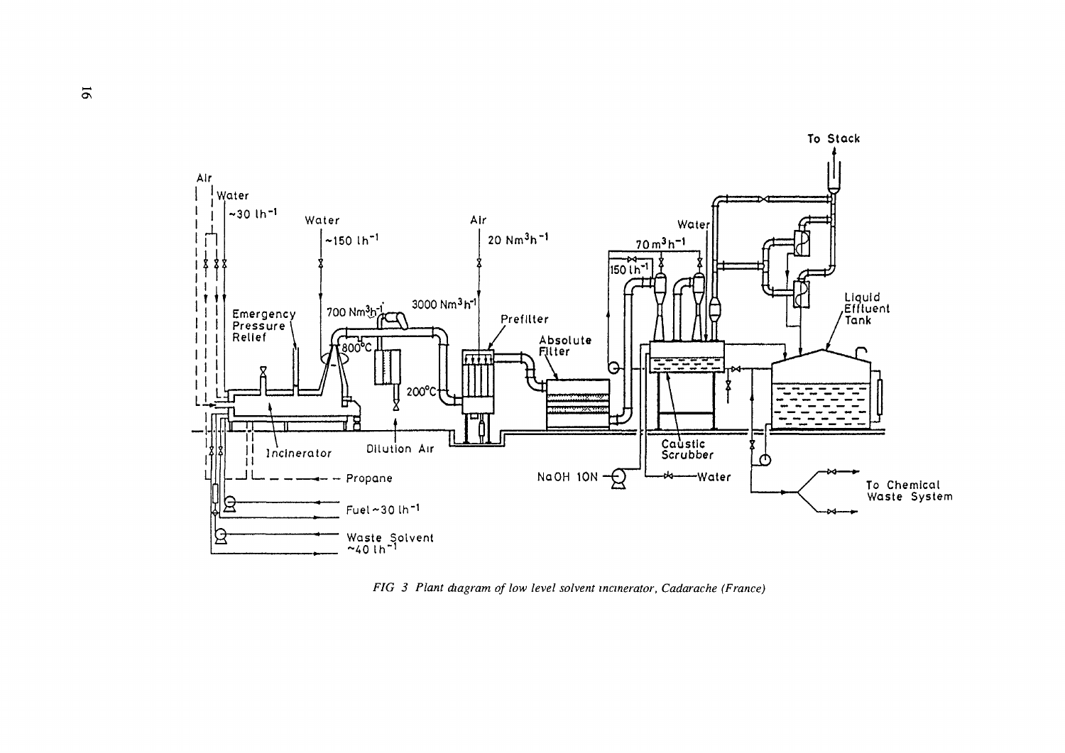*FIG 3 Plant diagram of low level solvent incinerator, Cadarache (France)*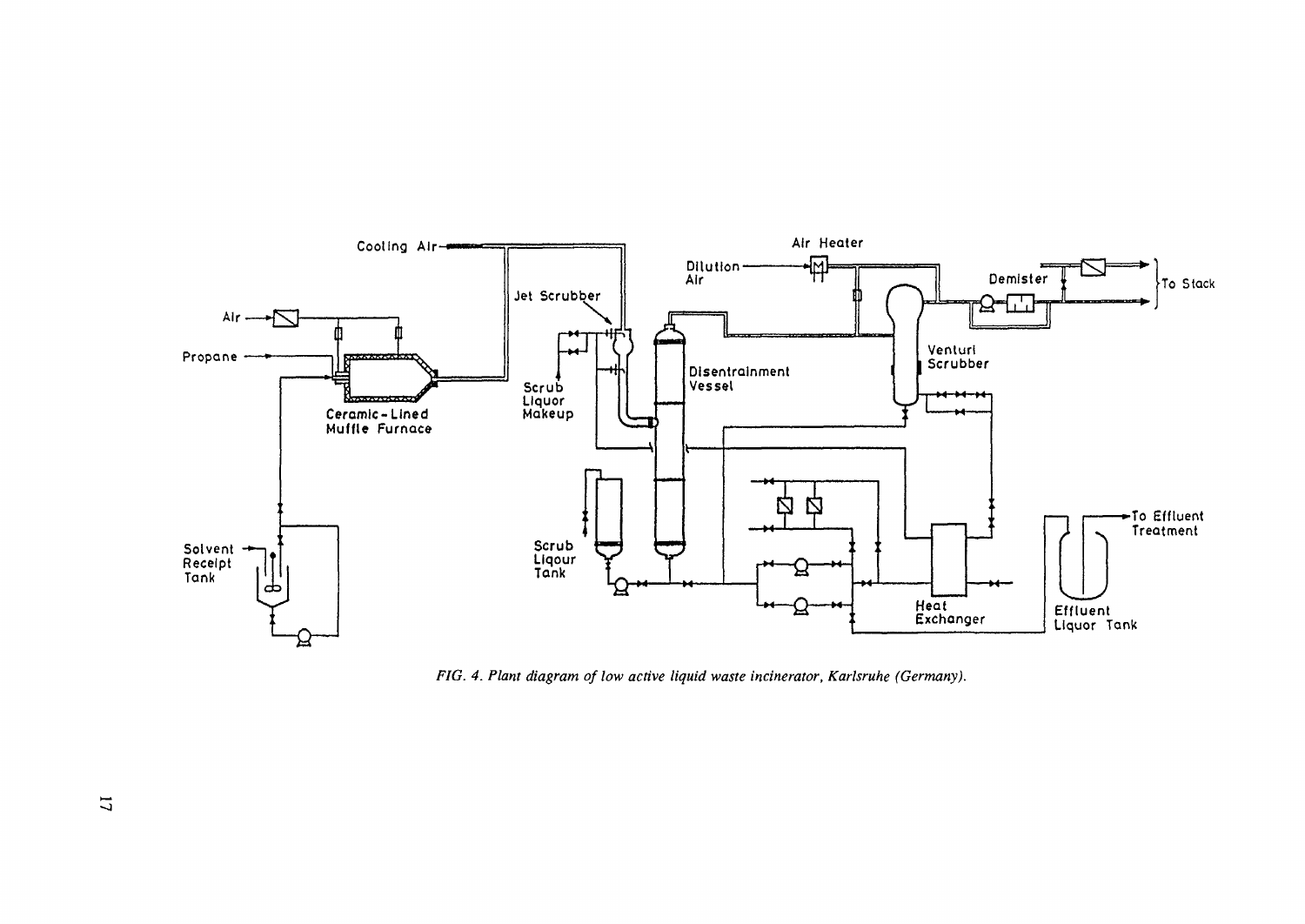FIG. 4. Plant diagram of low active liquid waste incinerator, Karlsruhe (Germany).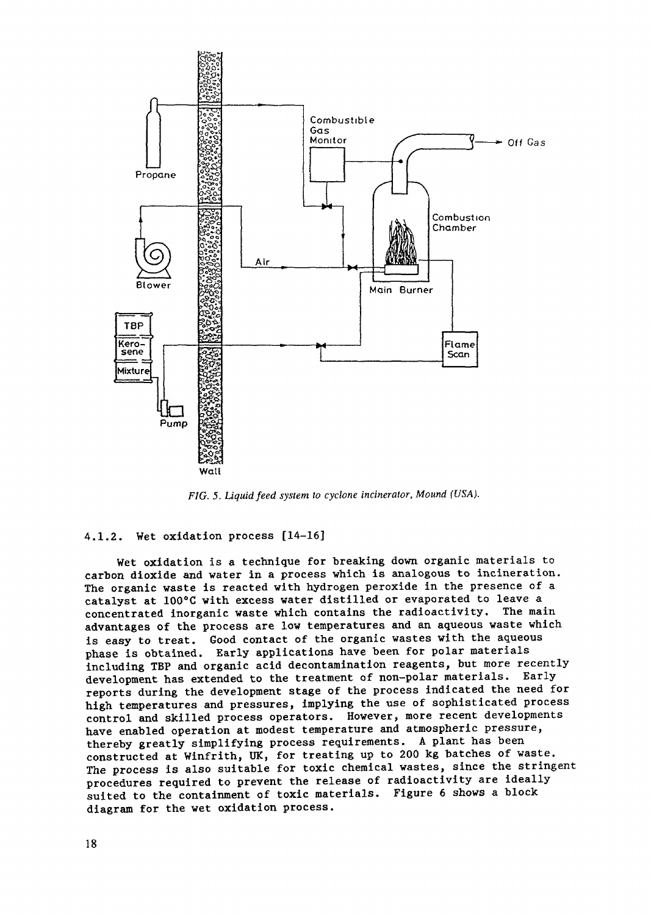FIG. 5. Liquid feed system to cyclone incinerator, Mound (USA).

#### 4.1.2. Wet oxidation process [14-16]

Wet oxidation is a technique for breaking down organic materials to carbon dioxide and water in a process which is analogous to incineration. The organic waste is reacted with hydrogen peroxide in the presence of a catalyst at 100°C with excess water distilled or evaporated to leave a concentrated inorganic waste which contains the radioactivity. The main advantages of the process are low temperatures and an aqueous waste which is easy to treat. Good contact of the organic wastes with the aqueous phase is obtained. Early applications have been for polar materials including TBP and organic acid decontamination reagents, but more recently development has extended to the treatment of non-polar materials. Early reports during the development stage of the process indicated the need for high temperatures and pressures, implying the use of sophisticated process control and skilled process operators. However, more recent developments have enabled operation at modest temperature and atmospheric pressure, thereby greatly simplifying process requirements. A plant has been constructed at Winfrith, UK, for treating up to 200 kg batches of waste. The process is also suitable for toxic chemical wastes, since the stringent procedures required to prevent the release of radioactivity are ideally suited to the containment of toxic materials. Figure 6 shows a block diagram for the wet oxidation process.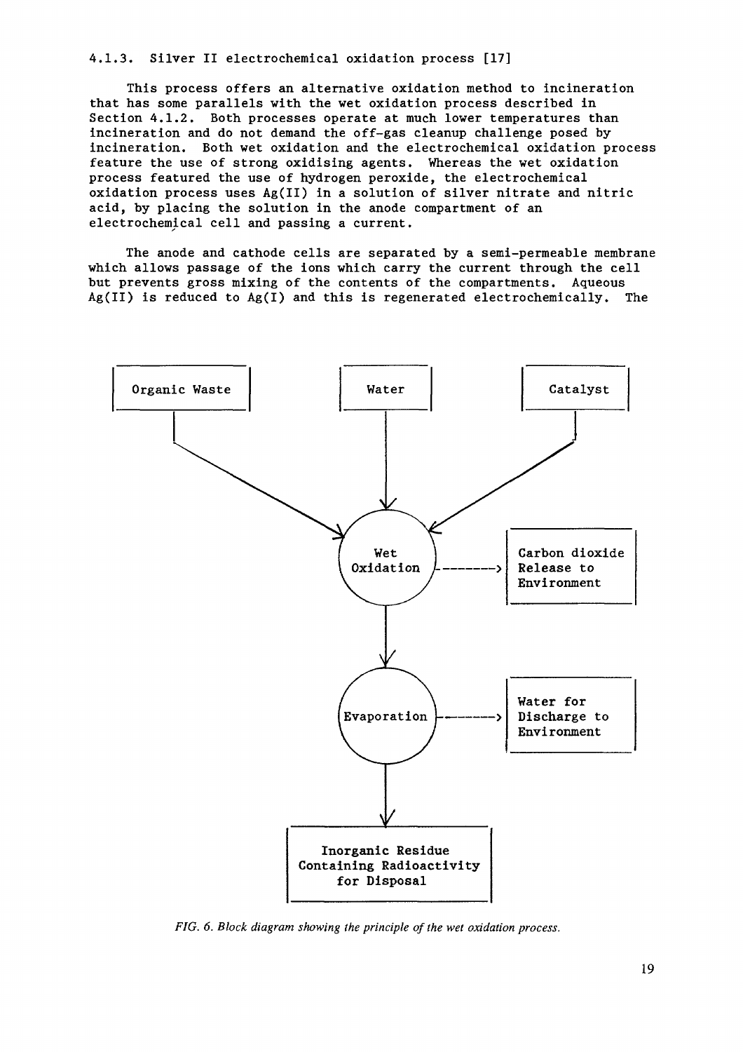#### 4.1.3. Silver II electrochemical oxidation process [17]

This process offers an alternative oxidation method to incineration that has some parallels with the wet oxidation process described in Section 4.1.2. Both processes operate at much lower temperatures than incineration and do not demand the off-gas cleanup challenge posed by incineration. Both wet oxidation and the electrochemical oxidation process feature the use of strong oxidising agents. Whereas the wet oxidation process featured the use of hydrogen peroxide, the electrochemical oxidation process uses Ag(II) in a solution of silver nitrate and nitric acid, by placing the solution in the anode compartment of an electrochemical cell and passing a current.

The anode and cathode cells are separated by a semi-permeable membrane which allows passage of the ions which carry the current through the cell but prevents gross mixing of the contents of the compartments. Aqueous Ag(II) is reduced to Ag(I) and this is regenerated electrochemically. The

Organic Waste → Wet Oxidation
Water → Wet Oxidation
Catalyst → Wet Oxidation
Wet Oxidation - - → Carbon dioxide Release to Environment
Wet Oxidation → Evaporation
Evaporation - - → Water for Discharge to Environment
Evaporation → Inorganic Residue Containing Radioactivity for Disposal

*FIG. 6. Block diagram showing the principle of the wet oxidation process.*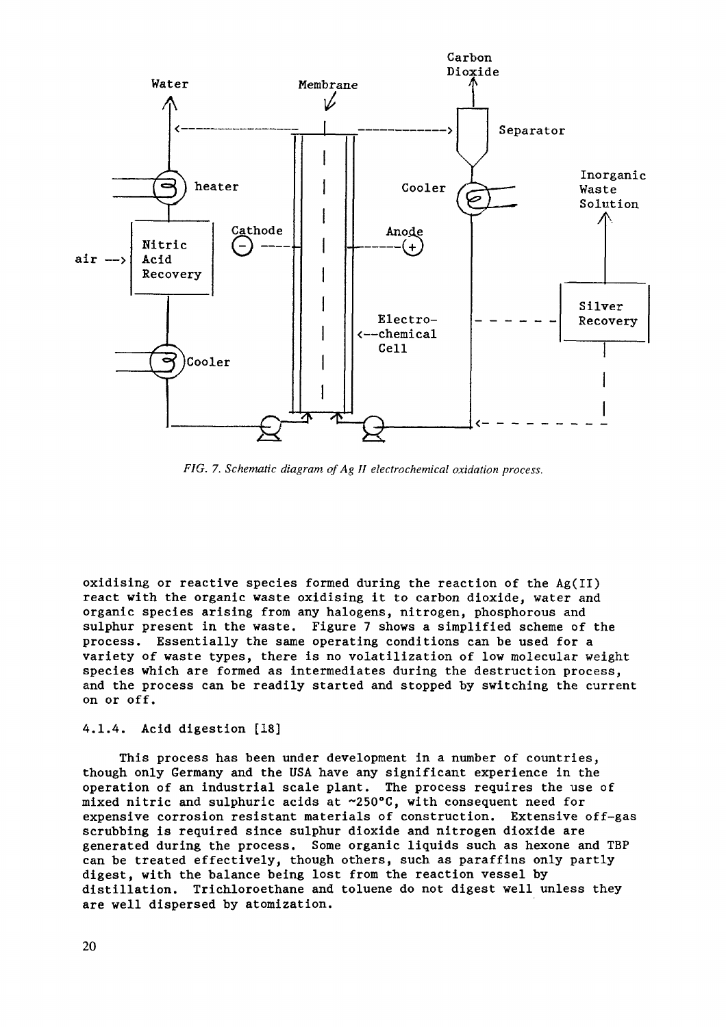FIG. 7. *Schematic diagram of Ag II electrochemical oxidation process.*

oxidising or reactive species formed during the reaction of the Ag(II) react with the organic waste oxidising it to carbon dioxide, water and organic species arising from any halogens, nitrogen, phosphorous and sulphur present in the waste. Figure 7 shows a simplified scheme of the process. Essentially the same operating conditions can be used for a variety of waste types, there is no volatilization of low molecular weight species which are formed as intermediates during the destruction process, and the process can be readily started and stopped by switching the current on or off.

#### 4.1.4. Acid digestion [18]

This process has been under development in a number of countries, though only Germany and the USA have any significant experience in the operation of an industrial scale plant. The process requires the use of mixed nitric and sulphuric acids at ~250°C, with consequent need for expensive corrosion resistant materials of construction. Extensive off-gas scrubbing is required since sulphur dioxide and nitrogen dioxide are generated during the process. Some organic liquids such as hexone and TBP can be treated effectively, though others, such as paraffins only partly digest, with the balance being lost from the reaction vessel by distillation. Trichloroethane and toluene do not digest well unless they are well dispersed by atomization.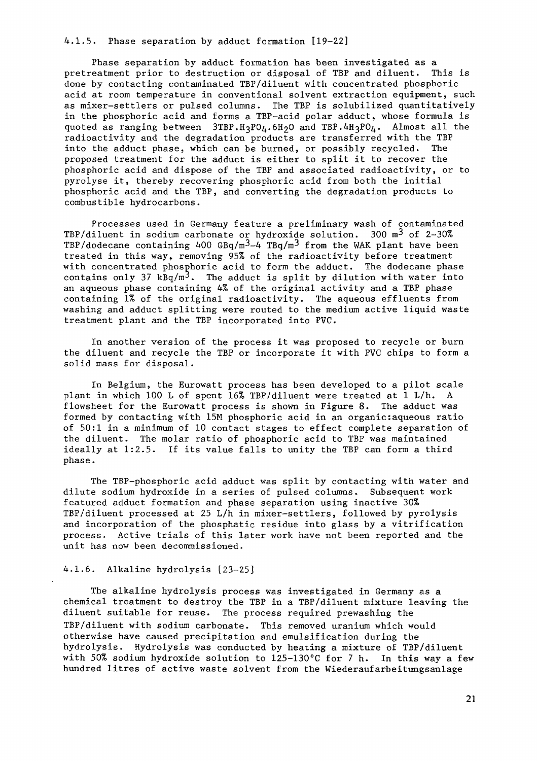### 4.1.5. Phase separation by adduct formation [19-22]

Phase separation by adduct formation has been investigated as a pretreatment prior to destruction or disposal of TBP and diluent. This is done by contacting contaminated TBP/diluent with concentrated phosphoric acid at room temperature in conventional solvent extraction equipment, such as mixer-settlers or pulsed columns. The TBP is solubilized quantitatively in the phosphoric acid and forms a TBP-acid polar adduct, whose formula is quoted as ranging between $3TBP.H_3PO_4.6H_2O$ and $TBP.4H_3PO_4$. Almost all the radioactivity and the degradation products are transferred with the TBP into the adduct phase, which can be burned, or possibly recycled. The proposed treatment for the adduct is either to split it to recover the phosphoric acid and dispose of the TBP and associated radioactivity, or to pyrolyse it, thereby recovering phosphoric acid from both the initial phosphoric acid and the TBP, and converting the degradation products to combustible hydrocarbons.

Processes used in Germany feature a preliminary wash of contaminated TBP/diluent in sodium carbonate or hydroxide solution. 300 $m^3$ of 2-30% TBP/dodecane containing 400 $GBq/m^3$-4 $TBq/m^3$ from the WAK plant have been treated in this way, removing 95% of the radioactivity before treatment with concentrated phosphoric acid to form the adduct. The dodecane phase contains only 37 $kBq/m^3$. The adduct is split by dilution with water into an aqueous phase containing 4% of the original activity and a TBP phase containing 1% of the original radioactivity. The aqueous effluents from washing and adduct splitting were routed to the medium active liquid waste treatment plant and the TBP incorporated into PVC.

In another version of the process it was proposed to recycle or burn the diluent and recycle the TBP or incorporate it with PVC chips to form a solid mass for disposal.

In Belgium, the Eurowatt process has been developed to a pilot scale plant in which 100 L of spent 16% TBP/diluent were treated at 1 L/h. A flowsheet for the Eurowatt process is shown in Figure 8. The adduct was formed by contacting with 15M phosphoric acid in an organic:aqueous ratio of 50:1 in a minimum of 10 contact stages to effect complete separation of the diluent. The molar ratio of phosphoric acid to TBP was maintained ideally at 1:2.5. If its value falls to unity the TBP can form a third phase.

The TBP-phosphoric acid adduct was split by contacting with water and dilute sodium hydroxide in a series of pulsed columns. Subsequent work featured adduct formation and phase separation using inactive 30% TBP/diluent processed at 25 L/h in mixer-settlers, followed by pyrolysis and incorporation of the phosphatic residue into glass by a vitrification process. Active trials of this later work have not been reported and the unit has now been decommissioned.

### 4.1.6. Alkaline hydrolysis [23-25]

The alkaline hydrolysis process was investigated in Germany as a chemical treatment to destroy the TBP in a TBP/diluent mixture leaving the diluent suitable for reuse. The process required prewashing the TBP/diluent with sodium carbonate. This removed uranium which would otherwise have caused precipitation and emulsification during the hydrolysis. Hydrolysis was conducted by heating a mixture of TBP/diluent with 50% sodium hydroxide solution to 125-130°C for 7 h. In this way a few hundred litres of active waste solvent from the Wiederaufarbeitungsanlage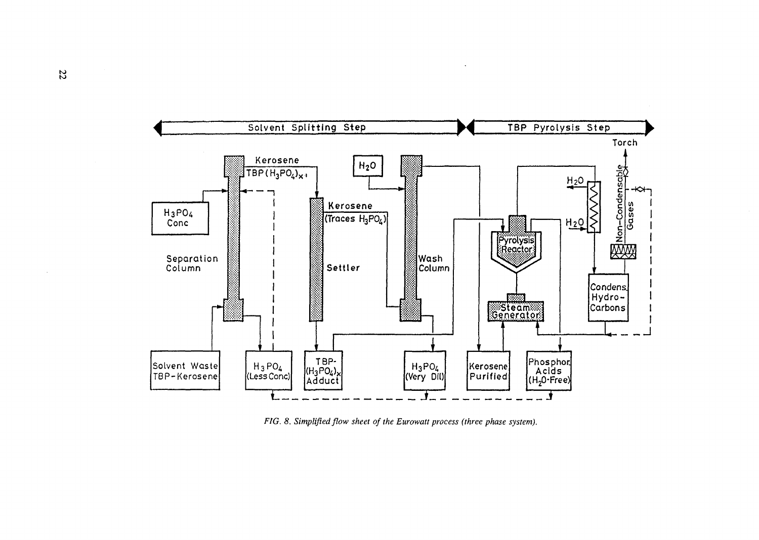*FIG. 8. Simplified flow sheet of the Eurowatt process (three phase system).*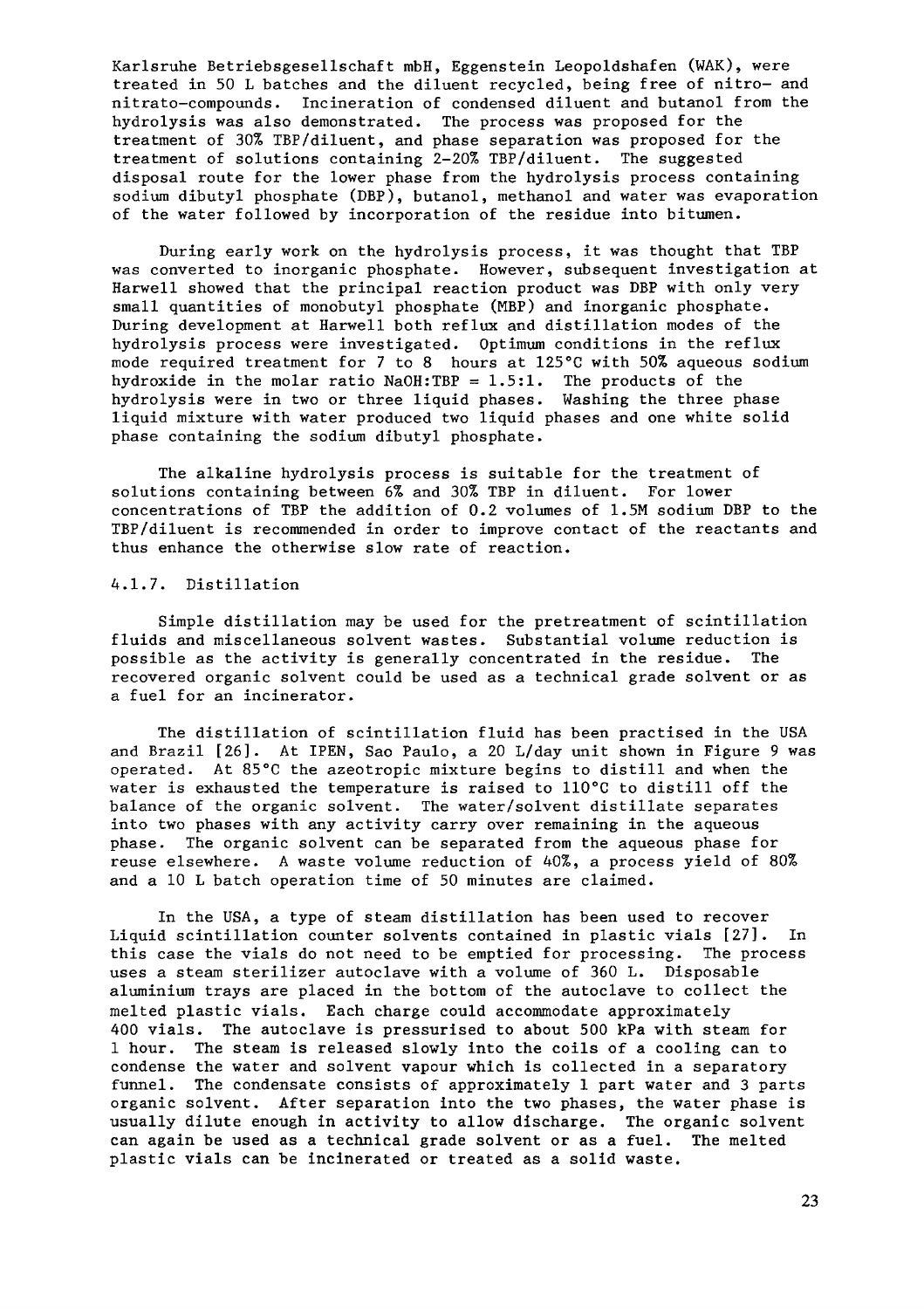Karlsruhe Betriebsgesellschaft mbH, Eggenstein Leopoldshafen (WAK), were treated in 50 L batches and the diluent recycled, being free of nitro- and nitrato-compounds. Incineration of condensed diluent and butanol from the hydrolysis was also demonstrated. The process was proposed for the treatment of 30% TBP/diluent, and phase separation was proposed for the treatment of solutions containing 2-20% TBP/diluent. The suggested disposal route for the lower phase from the hydrolysis process containing sodium dibutyl phosphate (DBP), butanol, methanol and water was evaporation of the water followed by incorporation of the residue into bitumen.

During early work on the hydrolysis process, it was thought that TBP was converted to inorganic phosphate. However, subsequent investigation at Harwell showed that the principal reaction product was DBP with only very small quantities of monobutyl phosphate (MBP) and inorganic phosphate. During development at Harwell both reflux and distillation modes of the hydrolysis process were investigated. Optimum conditions in the reflux mode required treatment for 7 to 8 hours at 125°C with 50% aqueous sodium hydroxide in the molar ratio NaOH:TBP = 1.5:1. The products of the hydrolysis were in two or three liquid phases. Washing the three phase liquid mixture with water produced two liquid phases and one white solid phase containing the sodium dibutyl phosphate.

The alkaline hydrolysis process is suitable for the treatment of solutions containing between 6% and 30% TBP in diluent. For lower concentrations of TBP the addition of 0.2 volumes of 1.5M sodium DBP to the TBP/diluent is recommended in order to improve contact of the reactants and thus enhance the otherwise slow rate of reaction.

### 4.1.7. Distillation

Simple distillation may be used for the pretreatment of scintillation fluids and miscellaneous solvent wastes. Substantial volume reduction is possible as the activity is generally concentrated in the residue. The recovered organic solvent could be used as a technical grade solvent or as a fuel for an incinerator.

The distillation of scintillation fluid has been practised in the USA and Brazil [26]. At IPEN, Sao Paulo, a 20 L/day unit shown in Figure 9 was operated. At 85°C the azeotropic mixture begins to distill and when the water is exhausted the temperature is raised to 110°C to distill off the balance of the organic solvent. The water/solvent distillate separates into two phases with any activity carry over remaining in the aqueous phase. The organic solvent can be separated from the aqueous phase for reuse elsewhere. A waste volume reduction of 40%, a process yield of 80% and a 10 L batch operation time of 50 minutes are claimed.

In the USA, a type of steam distillation has been used to recover Liquid scintillation counter solvents contained in plastic vials [27]. In this case the vials do not need to be emptied for processing. The process uses a steam sterilizer autoclave with a volume of 360 L. Disposable aluminium trays are placed in the bottom of the autoclave to collect the melted plastic vials. Each charge could accommodate approximately 400 vials. The autoclave is pressurised to about 500 kPa with steam for 1 hour. The steam is released slowly into the coils of a cooling can to condense the water and solvent vapour which is collected in a separatory funnel. The condensate consists of approximately 1 part water and 3 parts organic solvent. After separation into the two phases, the water phase is usually dilute enough in activity to allow discharge. The organic solvent can again be used as a technical grade solvent or as a fuel. The melted plastic vials can be incinerated or treated as a solid waste.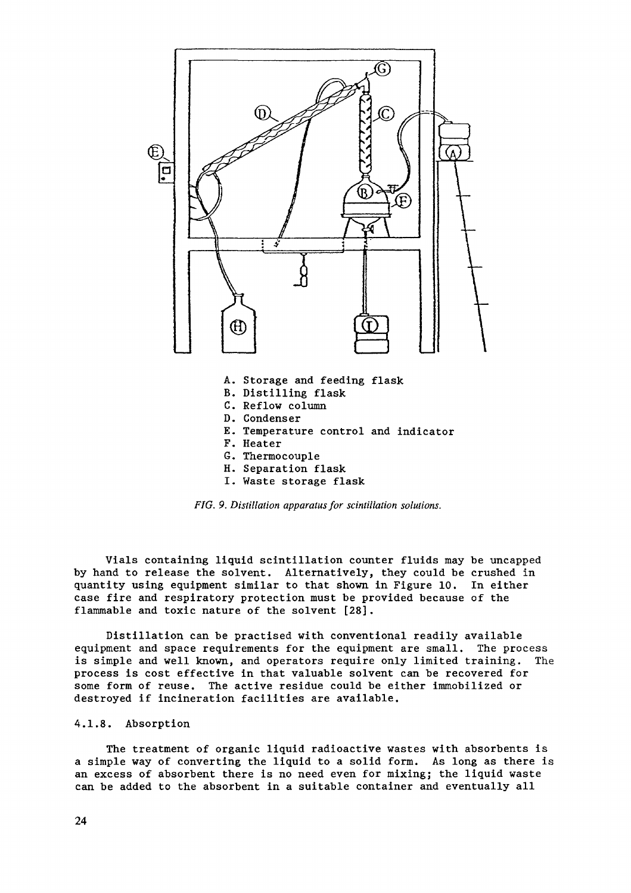A. Storage and feeding flask
B. Distilling flask
C. Reflow column
D. Condenser
E. Temperature control and indicator
F. Heater
G. Thermocouple
H. Separation flask
I. Waste storage flask

*FIG. 9. Distillation apparatus for scintillation solutions.*

Vials containing liquid scintillation counter fluids may be uncapped by hand to release the solvent. Alternatively, they could be crushed in quantity using equipment similar to that shown in Figure 10. In either case fire and respiratory protection must be provided because of the flammable and toxic nature of the solvent [28].

Distillation can be practised with conventional readily available equipment and space requirements for the equipment are small. The process is simple and well known, and operators require only limited training. The process is cost effective in that valuable solvent can be recovered for some form of reuse. The active residue could be either immobilized or destroyed if incineration facilities are available.

#### 4.1.8. Absorption

The treatment of organic liquid radioactive wastes with absorbents is a simple way of converting the liquid to a solid form. As long as there is an excess of absorbent there is no need even for mixing; the liquid waste can be added to the absorbent in a suitable container and eventually all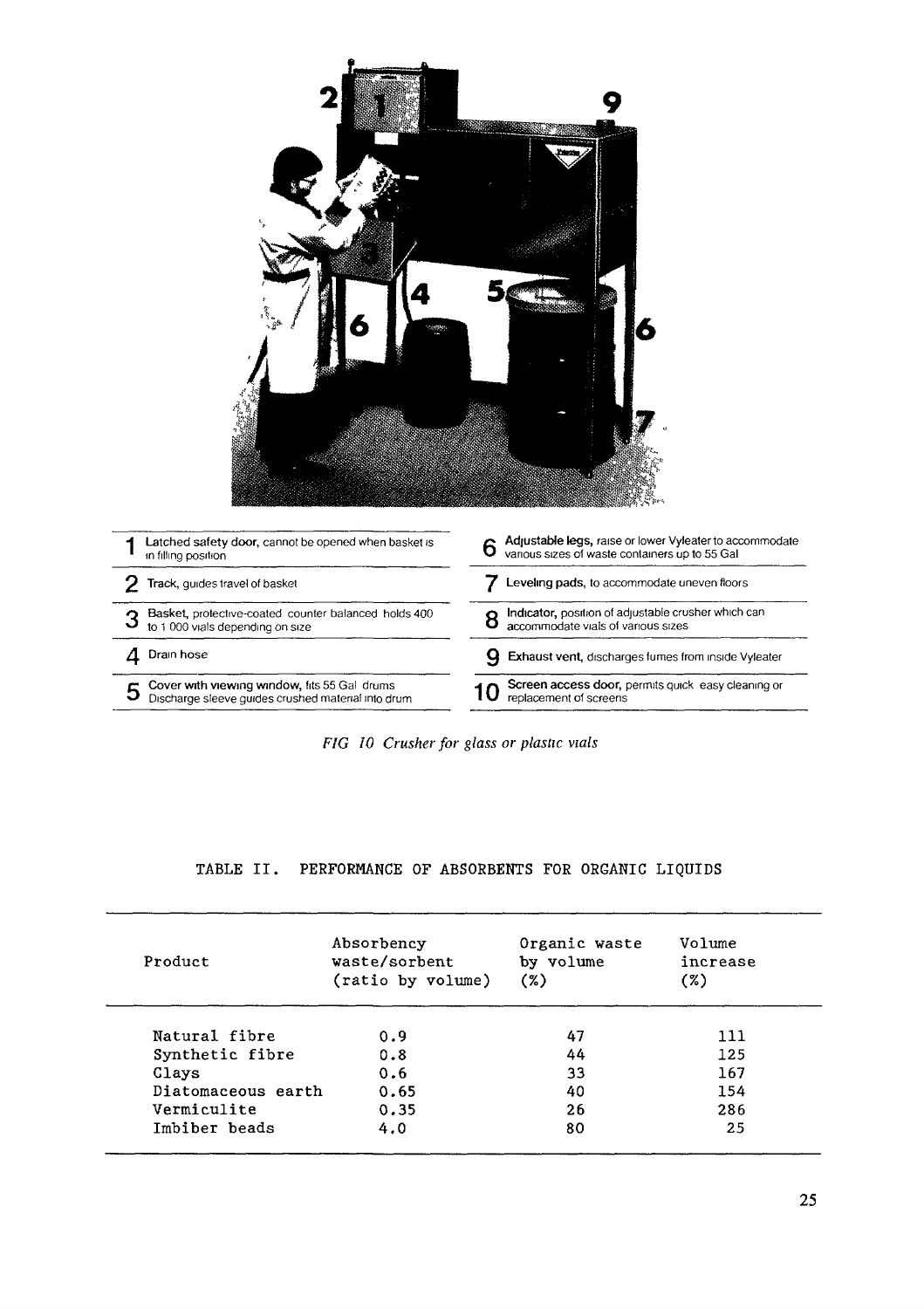| | |
|---|---|
| **1** Latched safety door, cannot be opened when basket is in filling position | **6** Adjustable legs, raise or lower Vyleater to accommodate various sizes of waste containers up to 55 Gal |
| **2** Track, guides travel of basket | **7** Leveling pads, to accommodate uneven floors |
| **3** Basket, protective-coated counter balanced holds 400 to 1 000 vials depending on size | **8** Indicator, position of adjustable crusher which can accommodate vials of various sizes |
| **4** Drain hose | **9** Exhaust vent, discharges fumes from inside Vyleater |
| **5** Cover with viewing window, fits 55 Gal drums Discharge sleeve guides crushed material into drum | **10** Screen access door, permits quick easy cleaning or replacement of screens |

*FIG 10 Crusher for glass or plastic vials*

TABLE II. PERFORMANCE OF ABSORBENTS FOR ORGANIC LIQUIDS

| Product | Absorbency waste/sorbent (ratio by volume) | Organic waste by volume (%) | Volume increase (%) |
|---|---|---|---|
| Natural fibre | 0.9 | 47 | 111 |
| Synthetic fibre | 0.8 | 44 | 125 |
| Clays | 0.6 | 33 | 167 |
| Diatomaceous earth | 0.65 | 40 | 154 |
| Vermiculite | 0.35 | 26 | 286 |
| Imbiber beads | 4.0 | 80 | 25 |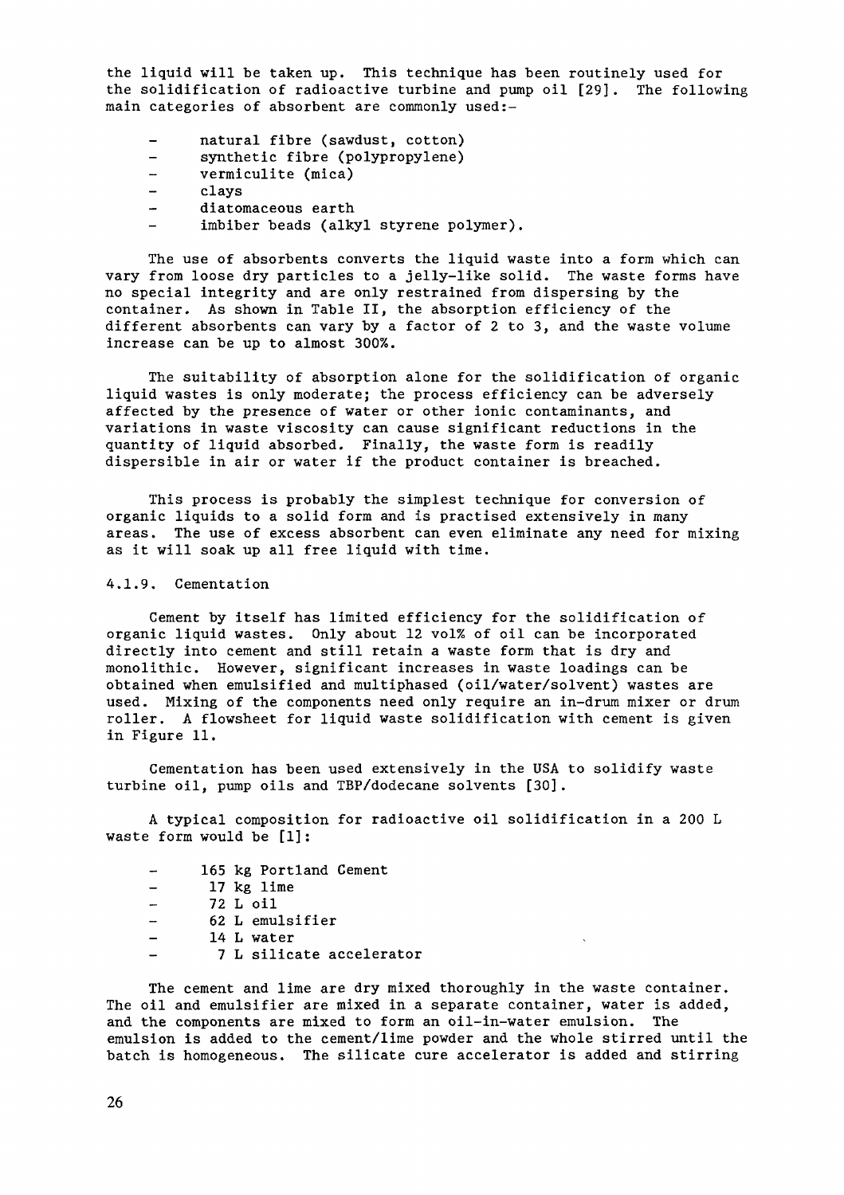the liquid will be taken up. This technique has been routinely used for the solidification of radioactive turbine and pump oil [29]. The following main categories of absorbent are commonly used:-

- natural fibre (sawdust, cotton)
- synthetic fibre (polypropylene)
- vermiculite (mica)
- clays
- diatomaceous earth
- imbiber beads (alkyl styrene polymer).

The use of absorbents converts the liquid waste into a form which can vary from loose dry particles to a jelly-like solid. The waste forms have no special integrity and are only restrained from dispersing by the container. As shown in Table II, the absorption efficiency of the different absorbents can vary by a factor of 2 to 3, and the waste volume increase can be up to almost 300%.

The suitability of absorption alone for the solidification of organic liquid wastes is only moderate; the process efficiency can be adversely affected by the presence of water or other ionic contaminants, and variations in waste viscosity can cause significant reductions in the quantity of liquid absorbed. Finally, the waste form is readily dispersible in air or water if the product container is breached.

This process is probably the simplest technique for conversion of organic liquids to a solid form and is practised extensively in many areas. The use of excess absorbent can even eliminate any need for mixing as it will soak up all free liquid with time.

### 4.1.9. Cementation

Cement by itself has limited efficiency for the solidification of organic liquid wastes. Only about 12 vol% of oil can be incorporated directly into cement and still retain a waste form that is dry and monolithic. However, significant increases in waste loadings can be obtained when emulsified and multiphased (oil/water/solvent) wastes are used. Mixing of the components need only require an in-drum mixer or drum roller. A flowsheet for liquid waste solidification with cement is given in Figure 11.

Cementation has been used extensively in the USA to solidify waste turbine oil, pump oils and TBP/dodecane solvents [30].

A typical composition for radioactive oil solidification in a 200 L waste form would be [1]:

- 165 kg Portland Cement
- 17 kg lime
- 72 L oil
- 62 L emulsifier
- 14 L water
- 7 L silicate accelerator

The cement and lime are dry mixed thoroughly in the waste container. The oil and emulsifier are mixed in a separate container, water is added, and the components are mixed to form an oil-in-water emulsion. The emulsion is added to the cement/lime powder and the whole stirred until the batch is homogeneous. The silicate cure accelerator is added and stirring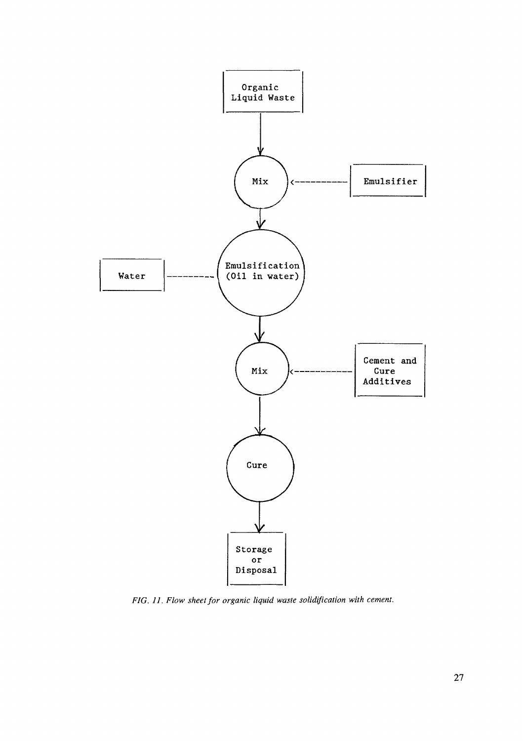Organic Liquid Waste

↓

Mix ← Emulsifier

↓

Emulsification (Oil in water) ← Water

↓

Mix ← Cement and Cure Additives

↓

Cure

↓

Storage or Disposal

*FIG. 11. Flow sheet for organic liquid waste solidification with cement.*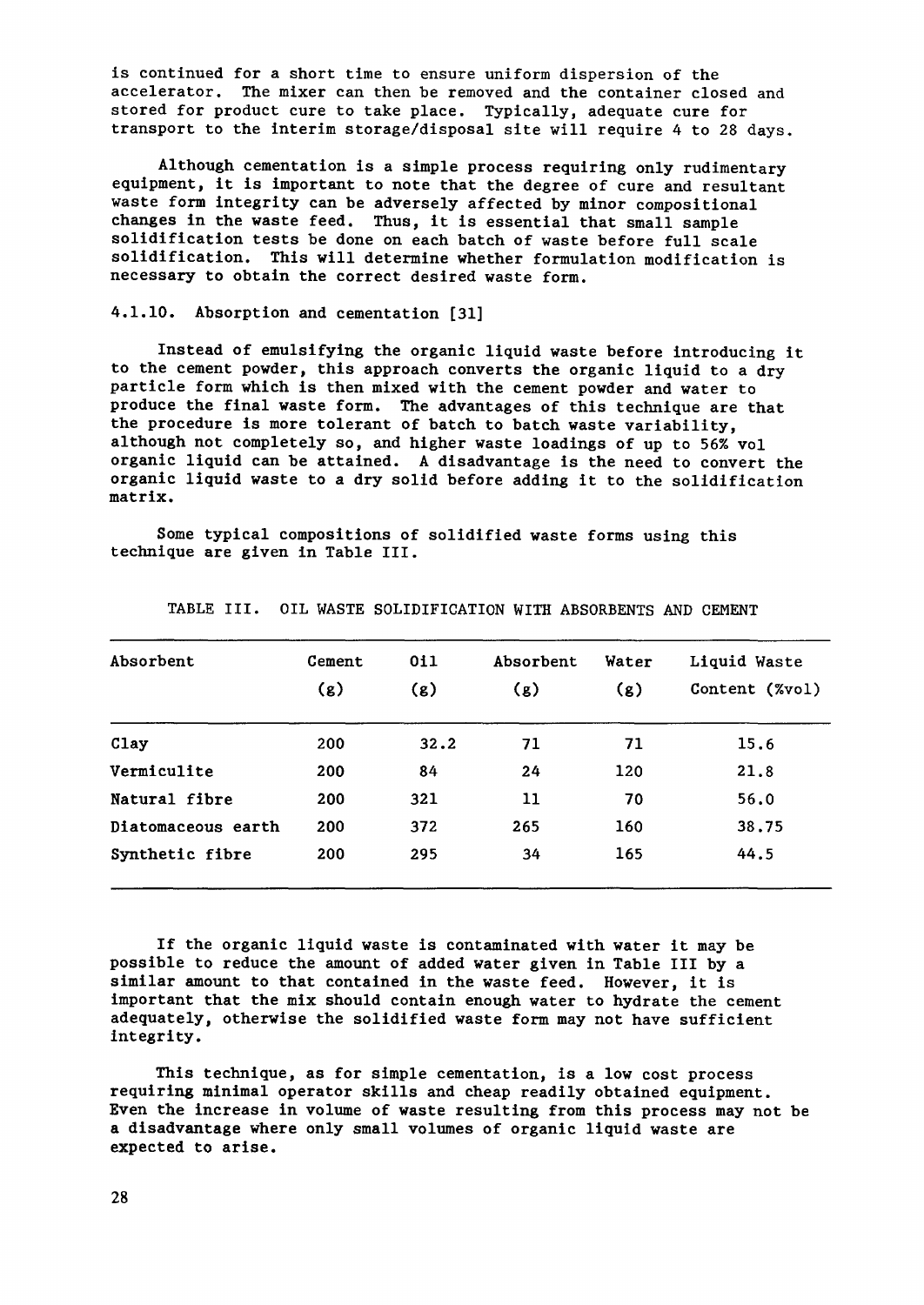is continued for a short time to ensure uniform dispersion of the accelerator. The mixer can then be removed and the container closed and stored for product cure to take place. Typically, adequate cure for transport to the interim storage/disposal site will require 4 to 28 days.

Although cementation is a simple process requiring only rudimentary equipment, it is important to note that the degree of cure and resultant waste form integrity can be adversely affected by minor compositional changes in the waste feed. Thus, it is essential that small sample solidification tests be done on each batch of waste before full scale solidification. This will determine whether formulation modification is necessary to obtain the correct desired waste form.

### 4.1.10. Absorption and cementation [31]

Instead of emulsifying the organic liquid waste before introducing it to the cement powder, this approach converts the organic liquid to a dry particle form which is then mixed with the cement powder and water to produce the final waste form. The advantages of this technique are that the procedure is more tolerant of batch to batch waste variability, although not completely so, and higher waste loadings of up to 56% vol organic liquid can be attained. A disadvantage is the need to convert the organic liquid waste to a dry solid before adding it to the solidification matrix.

Some typical compositions of solidified waste forms using this technique are given in Table III.

TABLE III. OIL WASTE SOLIDIFICATION WITH ABSORBENTS AND CEMENT

| Absorbent | Cement (g) | Oil (g) | Absorbent (g) | Water (g) | Liquid Waste Content (%vol) |
|---|---|---|---|---|---|
| Clay | 200 | 32.2 | 71 | 71 | 15.6 |
| Vermiculite | 200 | 84 | 24 | 120 | 21.8 |
| Natural fibre | 200 | 321 | 11 | 70 | 56.0 |
| Diatomaceous earth | 200 | 372 | 265 | 160 | 38.75 |
| Synthetic fibre | 200 | 295 | 34 | 165 | 44.5 |

If the organic liquid waste is contaminated with water it may be possible to reduce the amount of added water given in Table III by a similar amount to that contained in the waste feed. However, it is important that the mix should contain enough water to hydrate the cement adequately, otherwise the solidified waste form may not have sufficient integrity.

This technique, as for simple cementation, is a low cost process requiring minimal operator skills and cheap readily obtained equipment. Even the increase in volume of waste resulting from this process may not be a disadvantage where only small volumes of organic liquid waste are expected to arise.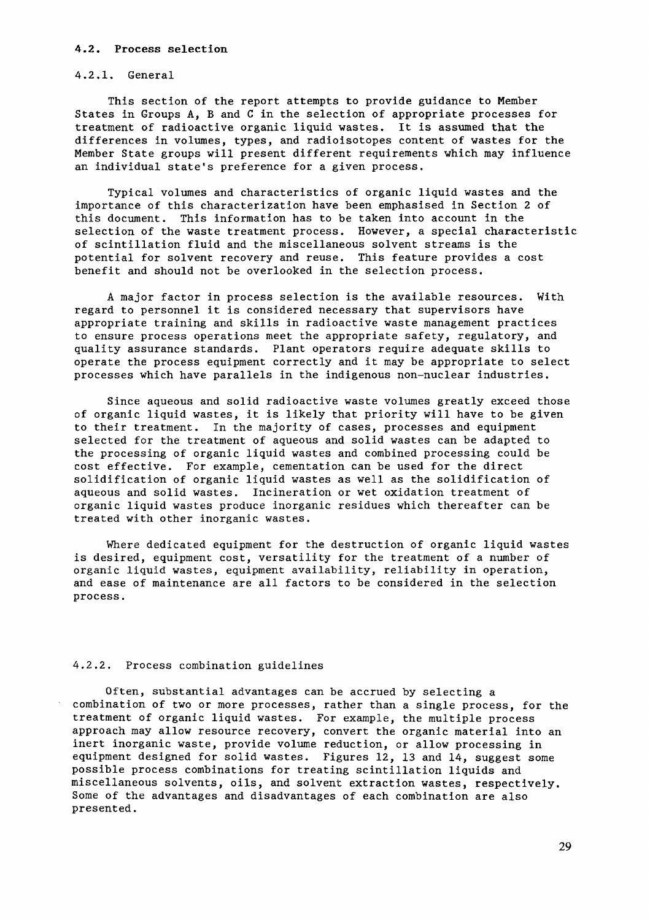## 4.2. Process selection

### 4.2.1. General

This section of the report attempts to provide guidance to Member States in Groups A, B and C in the selection of appropriate processes for treatment of radioactive organic liquid wastes. It is assumed that the differences in volumes, types, and radioisotopes content of wastes for the Member State groups will present different requirements which may influence an individual state's preference for a given process.

Typical volumes and characteristics of organic liquid wastes and the importance of this characterization have been emphasised in Section 2 of this document. This information has to be taken into account in the selection of the waste treatment process. However, a special characteristic of scintillation fluid and the miscellaneous solvent streams is the potential for solvent recovery and reuse. This feature provides a cost benefit and should not be overlooked in the selection process.

A major factor in process selection is the available resources. With regard to personnel it is considered necessary that supervisors have appropriate training and skills in radioactive waste management practices to ensure process operations meet the appropriate safety, regulatory, and quality assurance standards. Plant operators require adequate skills to operate the process equipment correctly and it may be appropriate to select processes which have parallels in the indigenous non-nuclear industries.

Since aqueous and solid radioactive waste volumes greatly exceed those of organic liquid wastes, it is likely that priority will have to be given to their treatment. In the majority of cases, processes and equipment selected for the treatment of aqueous and solid wastes can be adapted to the processing of organic liquid wastes and combined processing could be cost effective. For example, cementation can be used for the direct solidification of organic liquid wastes as well as the solidification of aqueous and solid wastes. Incineration or wet oxidation treatment of organic liquid wastes produce inorganic residues which thereafter can be treated with other inorganic wastes.

Where dedicated equipment for the destruction of organic liquid wastes is desired, equipment cost, versatility for the treatment of a number of organic liquid wastes, equipment availability, reliability in operation, and ease of maintenance are all factors to be considered in the selection process.

### 4.2.2. Process combination guidelines

Often, substantial advantages can be accrued by selecting a combination of two or more processes, rather than a single process, for the treatment of organic liquid wastes. For example, the multiple process approach may allow resource recovery, convert the organic material into an inert inorganic waste, provide volume reduction, or allow processing in equipment designed for solid wastes. Figures 12, 13 and 14, suggest some possible process combinations for treating scintillation liquids and miscellaneous solvents, oils, and solvent extraction wastes, respectively. Some of the advantages and disadvantages of each combination are also presented.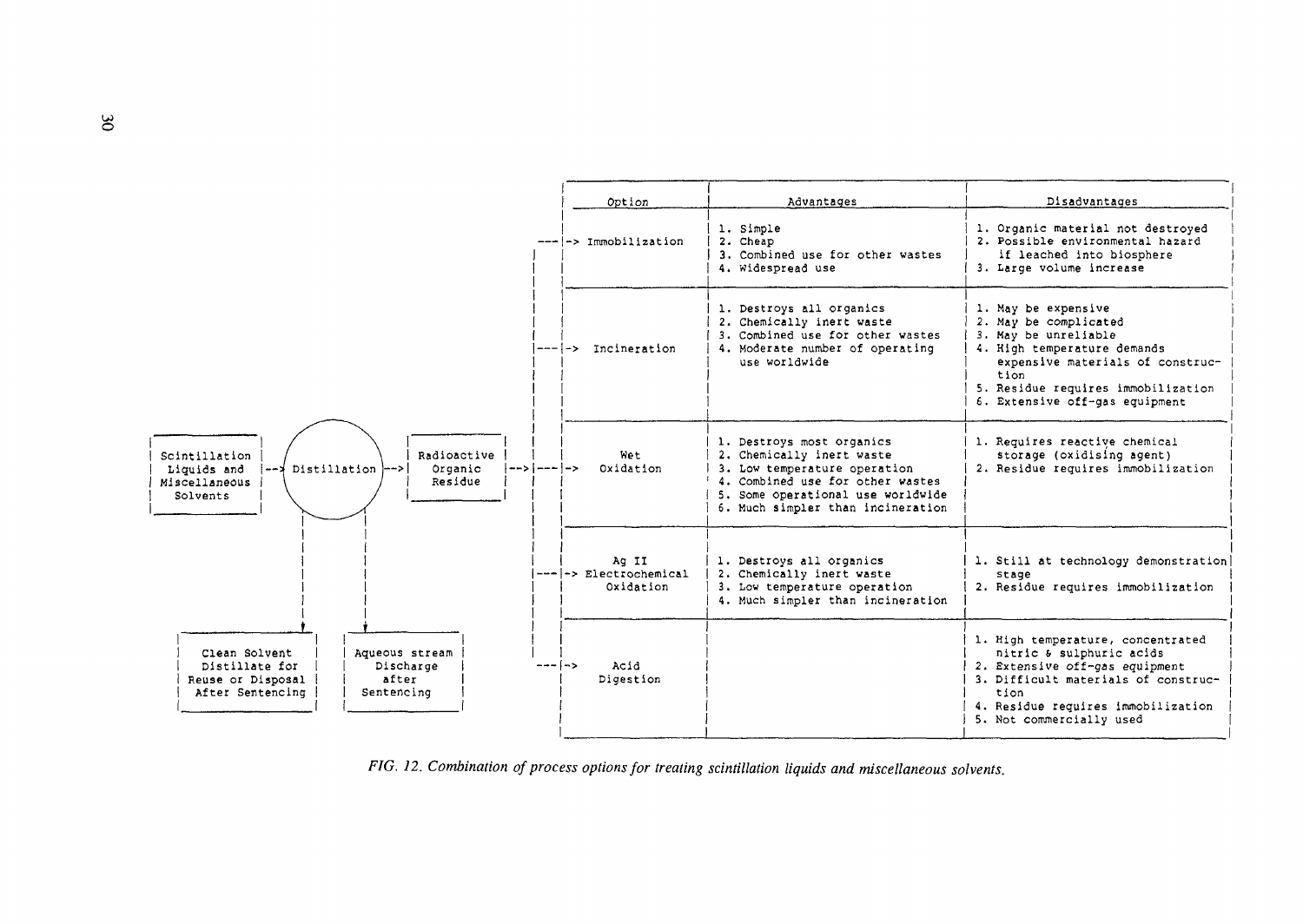Scintillation Liquids and Miscellaneous Solvents → Distillation → Radioactive Organic Residue

Distillation → Clean Solvent Distillate for Reuse or Disposal After Sentencing

Distillation → Aqueous stream Discharge after Sentencing

Radioactive Organic Residue →

| Option | Advantages | Disadvantages |
|---|---|---|
| Immobilization | 1. Simple<br>2. Cheap<br>3. Combined use for other wastes<br>4. Widespread use | 1. Organic material not destroyed<br>2. Possible environmental hazard if leached into biosphere<br>3. Large volume increase |
| Incineration | 1. Destroys all organics<br>2. Chemically inert waste<br>3. Combined use for other wastes<br>4. Moderate number of operating use worldwide | 1. May be expensive<br>2. May be complicated<br>3. May be unreliable<br>4. High temperature demands expensive materials of construction<br>5. Residue requires immobilization<br>6. Extensive off-gas equipment |
| Wet Oxidation | 1. Destroys most organics<br>2. Chemically inert waste<br>3. Low temperature operation<br>4. Combined use for other wastes<br>5. Some operational use worldwide<br>6. Much simpler than incineration | 1. Requires reactive chemical storage (oxidising agent)<br>2. Residue requires immobilization |
| Ag II Electrochemical Oxidation | 1. Destroys all organics<br>2. Chemically inert waste<br>3. Low temperature operation<br>4. Much simpler than incineration | 1. Still at technology demonstration stage<br>2. Residue requires immobilization |
| Acid Digestion | | 1. High temperature, concentrated nitric & sulphuric acids<br>2. Extensive off-gas equipment<br>3. Difficult materials of construction<br>4. Residue requires immobilization<br>5. Not commercially used |

*FIG. 12. Combination of process options for treating scintillation liquids and miscellaneous solvents.*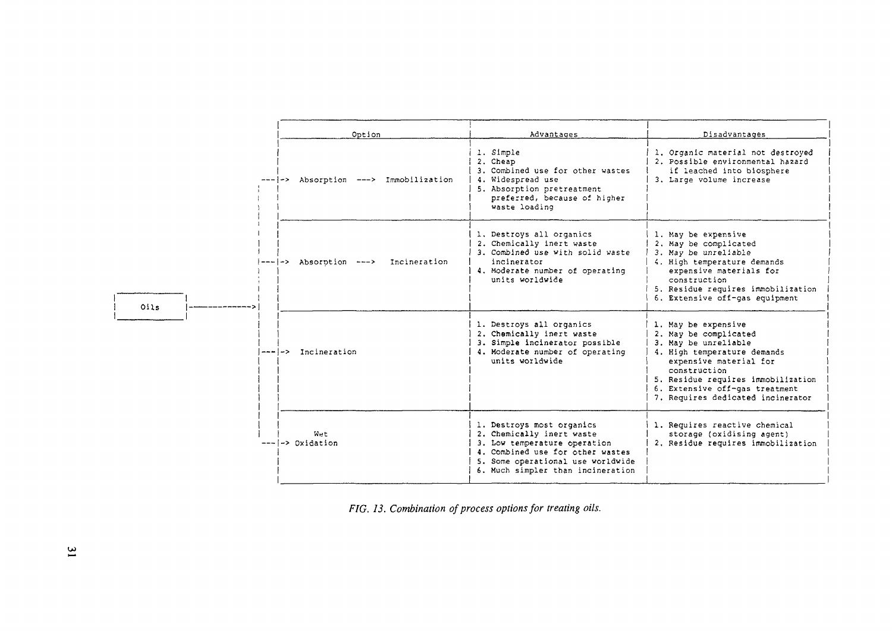Oils →

| Option | Advantages | Disadvantages |
|---|---|---|
| Absorption ---> Immobilization | 1. Simple<br>2. Cheap<br>3. Combined use for other wastes<br>4. Widespread use<br>5. Absorption pretreatment preferred, because of higher waste loading | 1. Organic material not destroyed<br>2. Possible environmental hazard if leached into biosphere<br>3. Large volume increase |
| Absorption ---> Incineration | 1. Destroys all organics<br>2. Chemically inert waste<br>3. Combined use with solid waste incinerator<br>4. Moderate number of operating units worldwide | 1. May be expensive<br>2. May be complicated<br>3. May be unreliable<br>4. High temperature demands expensive materials for construction<br>5. Residue requires immobilization<br>6. Extensive off-gas equipment |
| Incineration | 1. Destroys all organics<br>2. Chemically inert waste<br>3. Simple incinerator possible<br>4. Moderate number of operating units worldwide | 1. May be expensive<br>2. May be complicated<br>3. May be unreliable<br>4. High temperature demands expensive material for construction<br>5. Residue requires immobilization<br>6. Extensive off-gas treatment<br>7. Requires dedicated incinerator |
| Wet Oxidation | 1. Destroys most organics<br>2. Chemically inert waste<br>3. Low temperature operation<br>4. Combined use for other wastes<br>5. Some operational use worldwide<br>6. Much simpler than incineration | 1. Requires reactive chemical storage (oxidising agent)<br>2. Residue requires immobilization |

*FIG. 13. Combination of process options for treating oils.*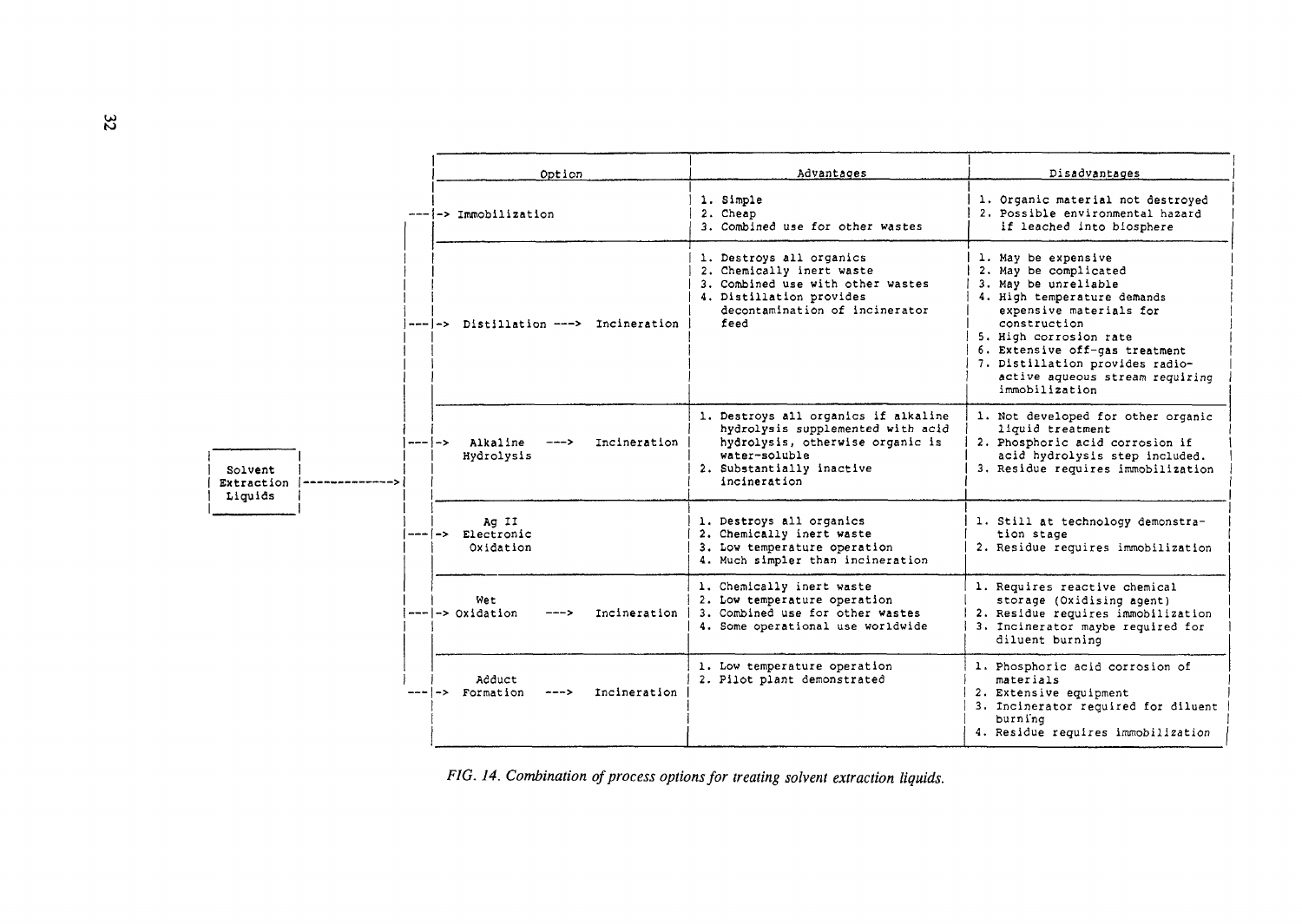Solvent Extraction Liquids →

| Option | Advantages | Disadvantages |
|---|---|---|
| Immobilization | 1. Simple<br>2. Cheap<br>3. Combined use for other wastes | 1. Organic material not destroyed<br>2. Possible environmental hazard if leached into biosphere |
| Distillation ---> Incineration | 1. Destroys all organics<br>2. Chemically inert waste<br>3. Combined use with other wastes<br>4. Distillation provides decontamination of incinerator feed | 1. May be expensive<br>2. May be complicated<br>3. May be unreliable<br>4. High temperature demands expensive materials for construction<br>5. High corrosion rate<br>6. Extensive off-gas treatment<br>7. Distillation provides radioactive aqueous stream requiring immobilization |
| Alkaline Hydrolysis ---> Incineration | 1. Destroys all organics if alkaline hydrolysis supplemented with acid hydrolysis, otherwise organic is water-soluble<br>2. Substantially inactive incineration | 1. Not developed for other organic liquid treatment<br>2. Phosphoric acid corrosion if acid hydrolysis step included.<br>3. Residue requires immobilization |
| Ag II Electronic Oxidation | 1. Destroys all organics<br>2. Chemically inert waste<br>3. Low temperature operation<br>4. Much simpler than incineration | 1. Still at technology demonstration stage<br>2. Residue requires immobilization |
| Wet Oxidation ---> Incineration | 1. Chemically inert waste<br>2. Low temperature operation<br>3. Combined use for other wastes<br>4. Some operational use worldwide | 1. Requires reactive chemical storage (Oxidising agent)<br>2. Residue requires immobilization<br>3. Incinerator maybe required for diluent burning |
| Adduct Formation ---> Incineration | 1. Low temperature operation<br>2. Pilot plant demonstrated | 1. Phosphoric acid corrosion of materials<br>2. Extensive equipment<br>3. Incinerator required for diluent burning<br>4. Residue requires immobilization |

*FIG. 14. Combination of process options for treating solvent extraction liquids.*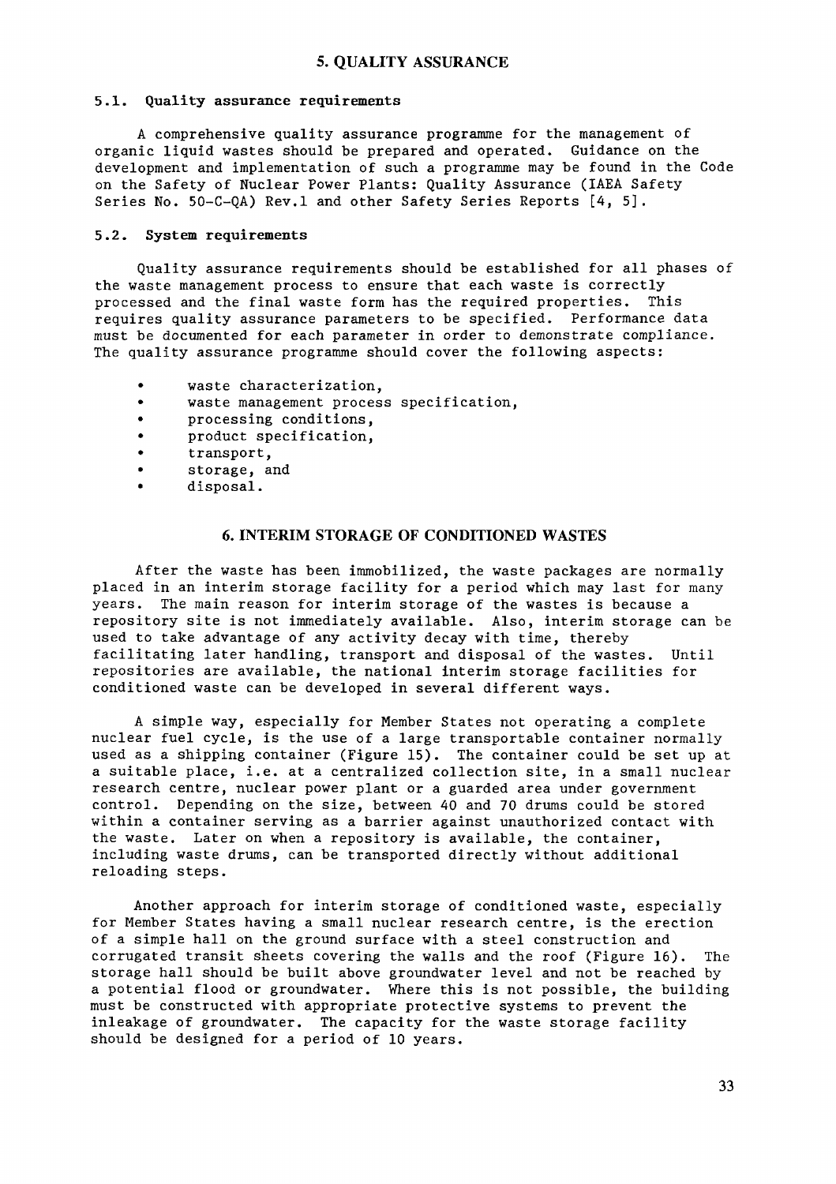# 5. QUALITY ASSURANCE

## 5.1. Quality assurance requirements

A comprehensive quality assurance programme for the management of organic liquid wastes should be prepared and operated. Guidance on the development and implementation of such a programme may be found in the Code on the Safety of Nuclear Power Plants: Quality Assurance (IAEA Safety Series No. 50-C-QA) Rev.1 and other Safety Series Reports [4, 5].

## 5.2. System requirements

Quality assurance requirements should be established for all phases of the waste management process to ensure that each waste is correctly processed and the final waste form has the required properties. This requires quality assurance parameters to be specified. Performance data must be documented for each parameter in order to demonstrate compliance. The quality assurance programme should cover the following aspects:

- waste characterization,
- waste management process specification,
- processing conditions,
- product specification,
- transport,
- storage, and
- disposal.

# 6. INTERIM STORAGE OF CONDITIONED WASTES

After the waste has been immobilized, the waste packages are normally placed in an interim storage facility for a period which may last for many years. The main reason for interim storage of the wastes is because a repository site is not immediately available. Also, interim storage can be used to take advantage of any activity decay with time, thereby facilitating later handling, transport and disposal of the wastes. Until repositories are available, the national interim storage facilities for conditioned waste can be developed in several different ways.

A simple way, especially for Member States not operating a complete nuclear fuel cycle, is the use of a large transportable container normally used as a shipping container (Figure 15). The container could be set up at a suitable place, i.e. at a centralized collection site, in a small nuclear research centre, nuclear power plant or a guarded area under government control. Depending on the size, between 40 and 70 drums could be stored within a container serving as a barrier against unauthorized contact with the waste. Later on when a repository is available, the container, including waste drums, can be transported directly without additional reloading steps.

Another approach for interim storage of conditioned waste, especially for Member States having a small nuclear research centre, is the erection of a simple hall on the ground surface with a steel construction and corrugated transit sheets covering the walls and the roof (Figure 16). The storage hall should be built above groundwater level and not be reached by a potential flood or groundwater. Where this is not possible, the building must be constructed with appropriate protective systems to prevent the inleakage of groundwater. The capacity for the waste storage facility should be designed for a period of 10 years.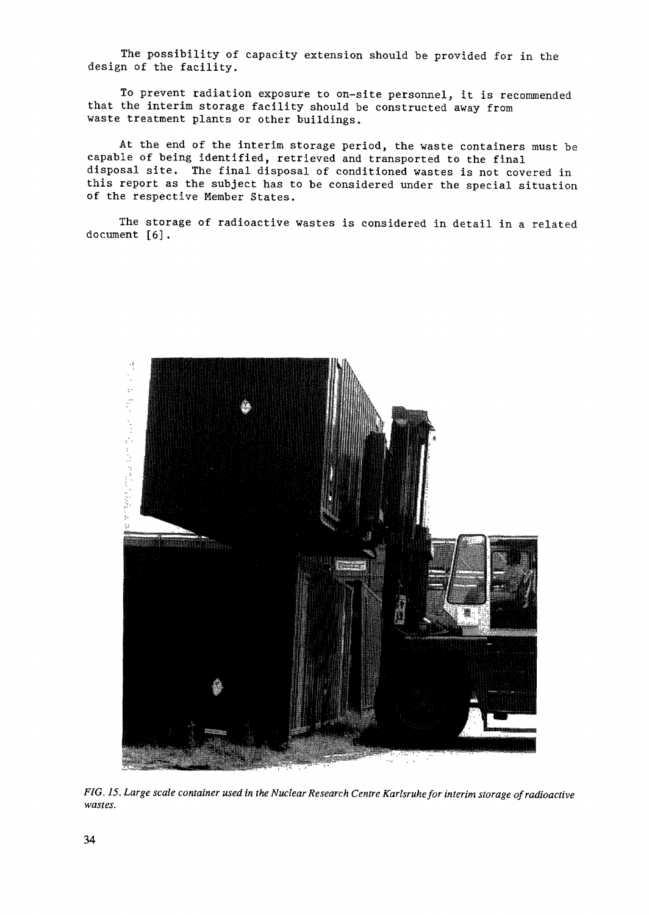The possibility of capacity extension should be provided for in the design of the facility.

To prevent radiation exposure to on-site personnel, it is recommended that the interim storage facility should be constructed away from waste treatment plants or other buildings.

At the end of the interim storage period, the waste containers must be capable of being identified, retrieved and transported to the final disposal site. The final disposal of conditioned wastes is not covered in this report as the subject has to be considered under the special situation of the respective Member States.

The storage of radioactive wastes is considered in detail in a related document [6].

*FIG. 15. Large scale container used in the Nuclear Research Centre Karlsruhe for interim storage of radioactive wastes.*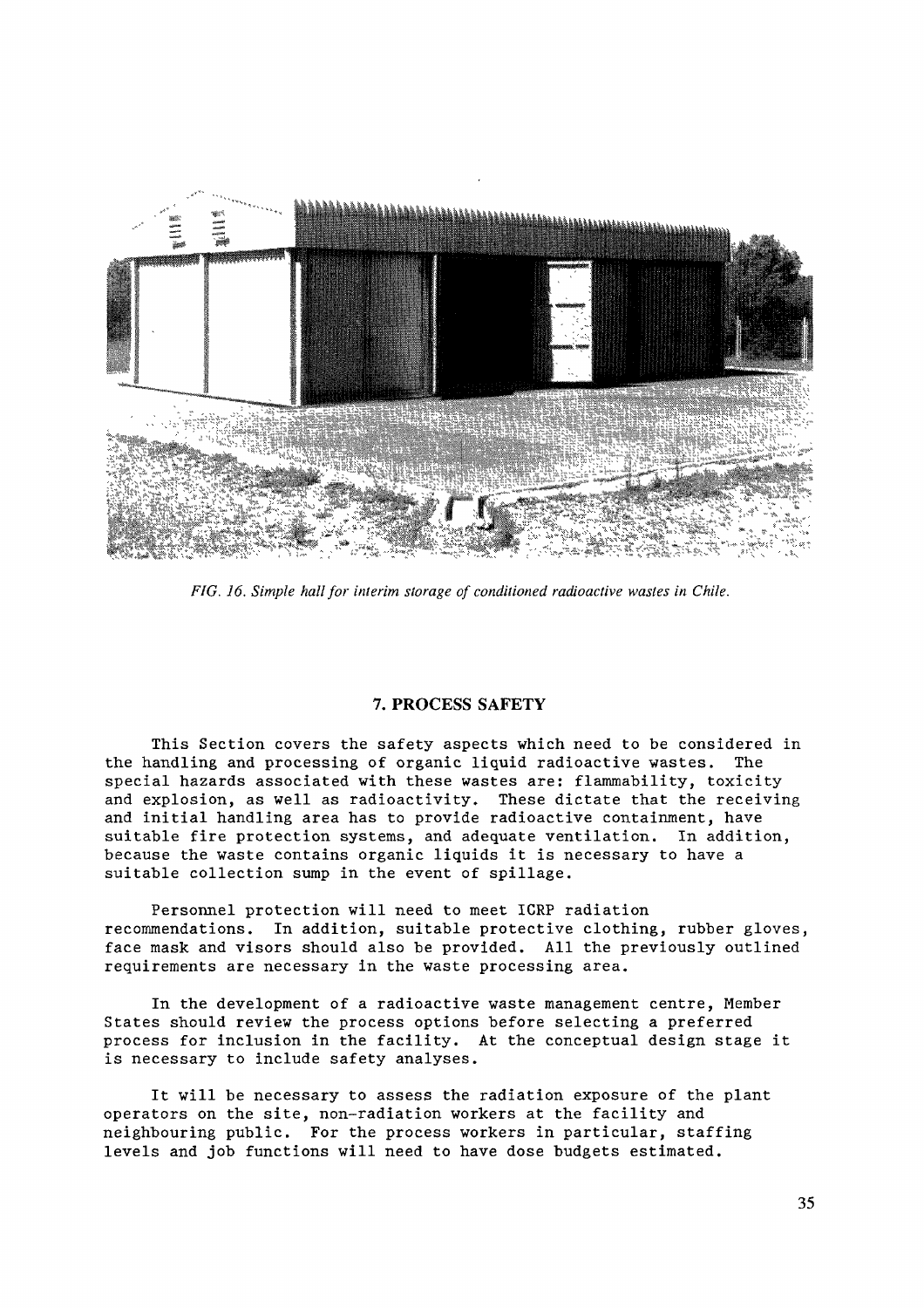FIG. 16. Simple hall for interim storage of conditioned radioactive wastes in Chile.

## 7. PROCESS SAFETY

This Section covers the safety aspects which need to be considered in the handling and processing of organic liquid radioactive wastes. The special hazards associated with these wastes are: flammability, toxicity and explosion, as well as radioactivity. These dictate that the receiving and initial handling area has to provide radioactive containment, have suitable fire protection systems, and adequate ventilation. In addition, because the waste contains organic liquids it is necessary to have a suitable collection sump in the event of spillage.

Personnel protection will need to meet ICRP radiation recommendations. In addition, suitable protective clothing, rubber gloves, face mask and visors should also be provided. All the previously outlined requirements are necessary in the waste processing area.

In the development of a radioactive waste management centre, Member States should review the process options before selecting a preferred process for inclusion in the facility. At the conceptual design stage it is necessary to include safety analyses.

It will be necessary to assess the radiation exposure of the plant operators on the site, non-radiation workers at the facility and neighbouring public. For the process workers in particular, staffing levels and job functions will need to have dose budgets estimated.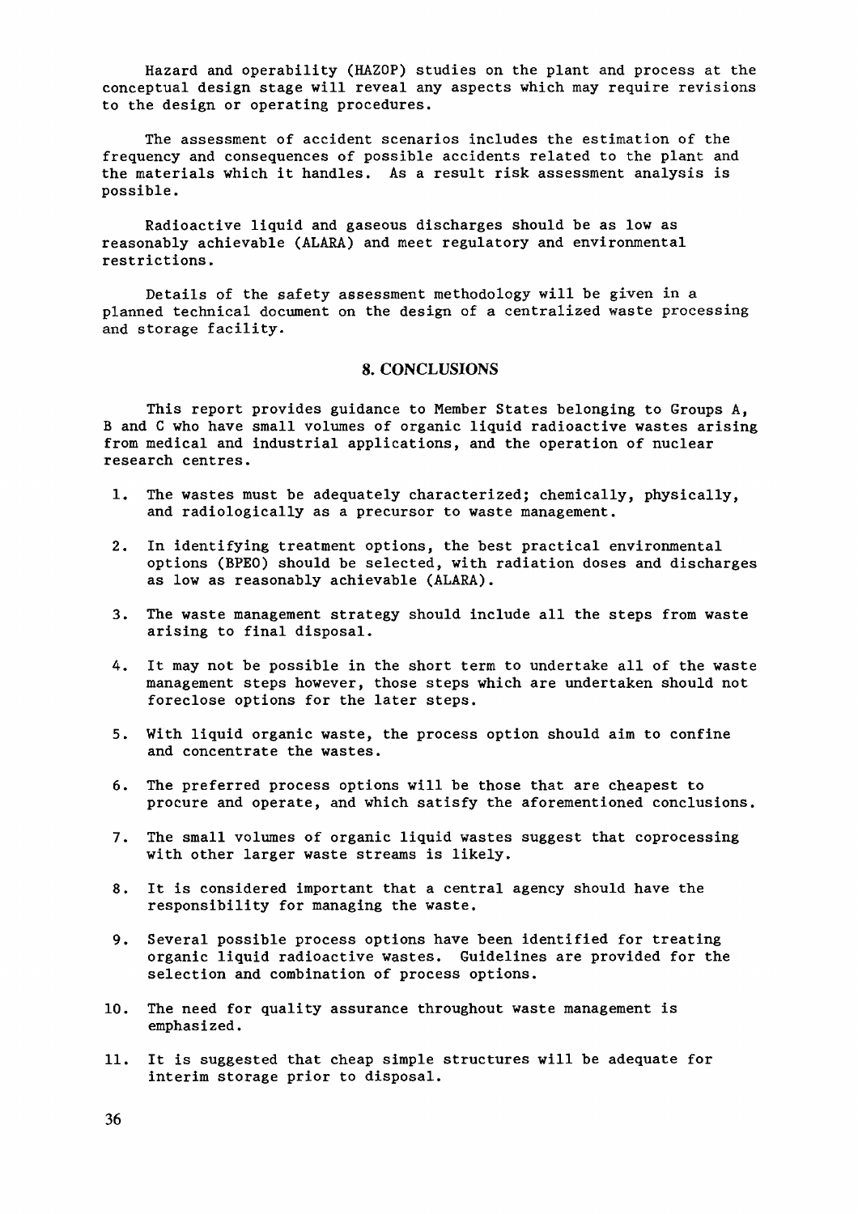Hazard and operability (HAZOP) studies on the plant and process at the conceptual design stage will reveal any aspects which may require revisions to the design or operating procedures.

The assessment of accident scenarios includes the estimation of the frequency and consequences of possible accidents related to the plant and the materials which it handles. As a result risk assessment analysis is possible.

Radioactive liquid and gaseous discharges should be as low as reasonably achievable (ALARA) and meet regulatory and environmental restrictions.

Details of the safety assessment methodology will be given in a planned technical document on the design of a centralized waste processing and storage facility.

## 8. CONCLUSIONS

This report provides guidance to Member States belonging to Groups A, B and C who have small volumes of organic liquid radioactive wastes arising from medical and industrial applications, and the operation of nuclear research centres.

1. The wastes must be adequately characterized; chemically, physically, and radiologically as a precursor to waste management.

2. In identifying treatment options, the best practical environmental options (BPEO) should be selected, with radiation doses and discharges as low as reasonably achievable (ALARA).

3. The waste management strategy should include all the steps from waste arising to final disposal.

4. It may not be possible in the short term to undertake all of the waste management steps however, those steps which are undertaken should not foreclose options for the later steps.

5. With liquid organic waste, the process option should aim to confine and concentrate the wastes.

6. The preferred process options will be those that are cheapest to procure and operate, and which satisfy the aforementioned conclusions.

7. The small volumes of organic liquid wastes suggest that coprocessing with other larger waste streams is likely.

8. It is considered important that a central agency should have the responsibility for managing the waste.

9. Several possible process options have been identified for treating organic liquid radioactive wastes. Guidelines are provided for the selection and combination of process options.

10. The need for quality assurance throughout waste management is emphasized.

11. It is suggested that cheap simple structures will be adequate for interim storage prior to disposal.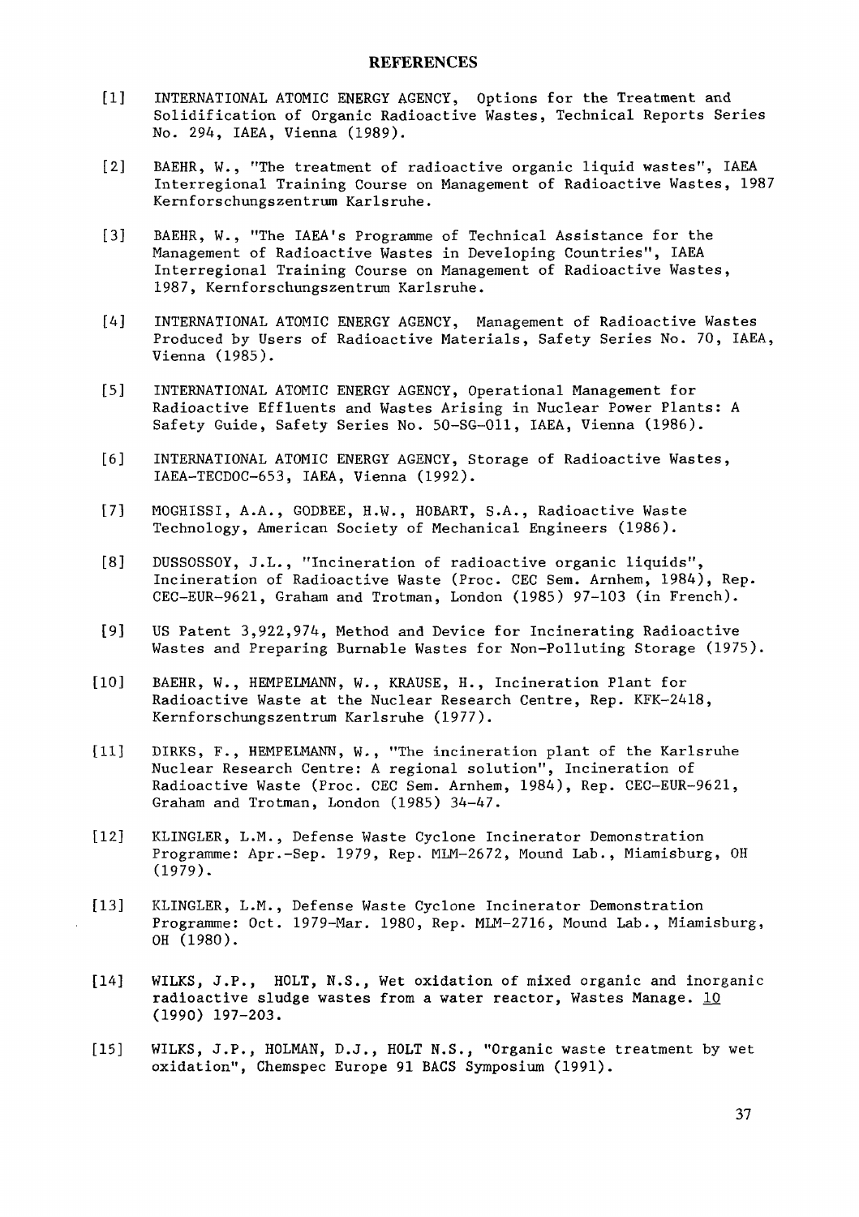# REFERENCES

[1] INTERNATIONAL ATOMIC ENERGY AGENCY, Options for the Treatment and Solidification of Organic Radioactive Wastes, Technical Reports Series No. 294, IAEA, Vienna (1989).

[2] BAEHR, W., "The treatment of radioactive organic liquid wastes", IAEA Interregional Training Course on Management of Radioactive Wastes, 1987 Kernforschungszentrum Karlsruhe.

[3] BAEHR, W., "The IAEA's Programme of Technical Assistance for the Management of Radioactive Wastes in Developing Countries", IAEA Interregional Training Course on Management of Radioactive Wastes, 1987, Kernforschungszentrum Karlsruhe.

[4] INTERNATIONAL ATOMIC ENERGY AGENCY, Management of Radioactive Wastes Produced by Users of Radioactive Materials, Safety Series No. 70, IAEA, Vienna (1985).

[5] INTERNATIONAL ATOMIC ENERGY AGENCY, Operational Management for Radioactive Effluents and Wastes Arising in Nuclear Power Plants: A Safety Guide, Safety Series No. 50-SG-011, IAEA, Vienna (1986).

[6] INTERNATIONAL ATOMIC ENERGY AGENCY, Storage of Radioactive Wastes, IAEA-TECDOC-653, IAEA, Vienna (1992).

[7] MOGHISSI, A.A., GODBEE, H.W., HOBART, S.A., Radioactive Waste Technology, American Society of Mechanical Engineers (1986).

[8] DUSSOSSOY, J.L., "Incineration of radioactive organic liquids", Incineration of Radioactive Waste (Proc. CEC Sem. Arnhem, 1984), Rep. CEC-EUR-9621, Graham and Trotman, London (1985) 97-103 (in French).

[9] US Patent 3,922,974, Method and Device for Incinerating Radioactive Wastes and Preparing Burnable Wastes for Non-Polluting Storage (1975).

[10] BAEHR, W., HEMPELMANN, W., KRAUSE, H., Incineration Plant for Radioactive Waste at the Nuclear Research Centre, Rep. KFK-2418, Kernforschungszentrum Karlsruhe (1977).

[11] DIRKS, F., HEMPELMANN, W., "The incineration plant of the Karlsruhe Nuclear Research Centre: A regional solution", Incineration of Radioactive Waste (Proc. CEC Sem. Arnhem, 1984), Rep. CEC-EUR-9621, Graham and Trotman, London (1985) 34-47.

[12] KLINGLER, L.M., Defense Waste Cyclone Incinerator Demonstration Programme: Apr.-Sep. 1979, Rep. MLM-2672, Mound Lab., Miamisburg, OH (1979).

[13] KLINGLER, L.M., Defense Waste Cyclone Incinerator Demonstration Programme: Oct. 1979-Mar. 1980, Rep. MLM-2716, Mound Lab., Miamisburg, OH (1980).

[14] WILKS, J.P., HOLT, N.S., Wet oxidation of mixed organic and inorganic radioactive sludge wastes from a water reactor, Wastes Manage. 10 (1990) 197-203.

[15] WILKS, J.P., HOLMAN, D.J., HOLT N.S., "Organic waste treatment by wet oxidation", Chemspec Europe 91 BACS Symposium (1991).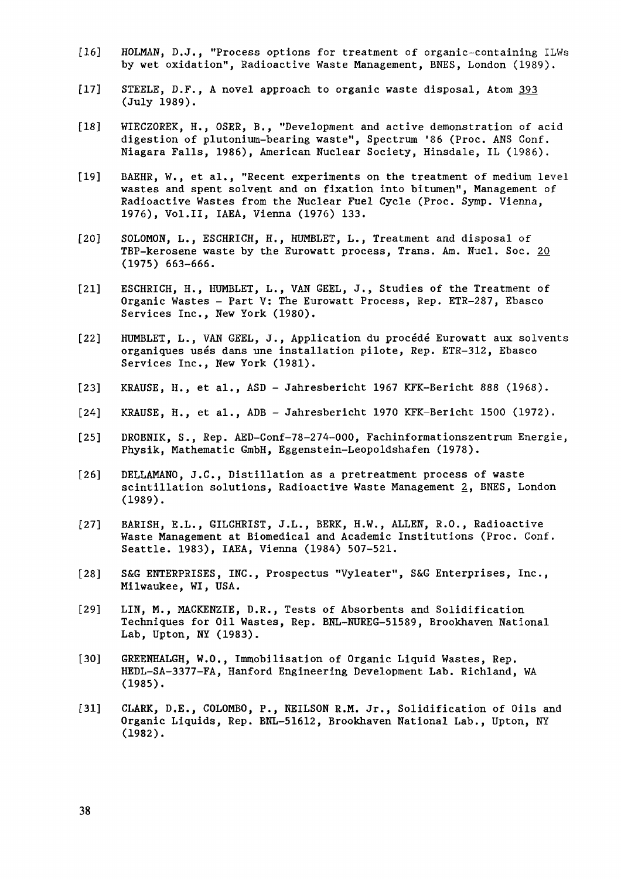[16] HOLMAN, D.J., "Process options for treatment of organic-containing ILWs by wet oxidation", Radioactive Waste Management, BNES, London (1989).

[17] STEELE, D.F., A novel approach to organic waste disposal, Atom 393 (July 1989).

[18] WIECZOREK, H., OSER, B., "Development and active demonstration of acid digestion of plutonium-bearing waste", Spectrum '86 (Proc. ANS Conf. Niagara Falls, 1986), American Nuclear Society, Hinsdale, IL (1986).

[19] BAEHR, W., et al., "Recent experiments on the treatment of medium level wastes and spent solvent and on fixation into bitumen", Management of Radioactive Wastes from the Nuclear Fuel Cycle (Proc. Symp. Vienna, 1976), Vol.II, IAEA, Vienna (1976) 133.

[20] SOLOMON, L., ESCHRICH, H., HUMBLET, L., Treatment and disposal of TBP-kerosene waste by the Eurowatt process, Trans. Am. Nucl. Soc. 20 (1975) 663-666.

[21] ESCHRICH, H., HUMBLET, L., VAN GEEL, J., Studies of the Treatment of Organic Wastes - Part V: The Eurowatt Process, Rep. ETR-287, Ebasco Services Inc., New York (1980).

[22] HUMBLET, L., VAN GEEL, J., Application du procédé Eurowatt aux solvents organiques usés dans une installation pilote, Rep. ETR-312, Ebasco Services Inc., New York (1981).

[23] KRAUSE, H., et al., ASD - Jahresbericht 1967 KFK-Bericht 888 (1968).

[24] KRAUSE, H., et al., ADB - Jahresbericht 1970 KFK-Bericht 1500 (1972).

[25] DROBNIK, S., Rep. AED-Conf-78-274-000, Fachinformationszentrum Energie, Physik, Mathematic GmbH, Eggenstein-Leopoldshafen (1978).

[26] DELLAMANO, J.C., Distillation as a pretreatment process of waste scintillation solutions, Radioactive Waste Management 2, BNES, London (1989).

[27] BARISH, E.L., GILCHRIST, J.L., BERK, H.W., ALLEN, R.O., Radioactive Waste Management at Biomedical and Academic Institutions (Proc. Conf. Seattle. 1983), IAEA, Vienna (1984) 507-521.

[28] S&G ENTERPRISES, INC., Prospectus "Vyleater", S&G Enterprises, Inc., Milwaukee, WI, USA.

[29] LIN, M., MACKENZIE, D.R., Tests of Absorbents and Solidification Techniques for Oil Wastes, Rep. BNL-NUREG-51589, Brookhaven National Lab, Upton, NY (1983).

[30] GREENHALGH, W.O., Immobilisation of Organic Liquid Wastes, Rep. HEDL-SA-3377-FA, Hanford Engineering Development Lab. Richland, WA (1985).

[31] CLARK, D.E., COLOMBO, P., NEILSON R.M. Jr., Solidification of Oils and Organic Liquids, Rep. BNL-51612, Brookhaven National Lab., Upton, NY (1982).